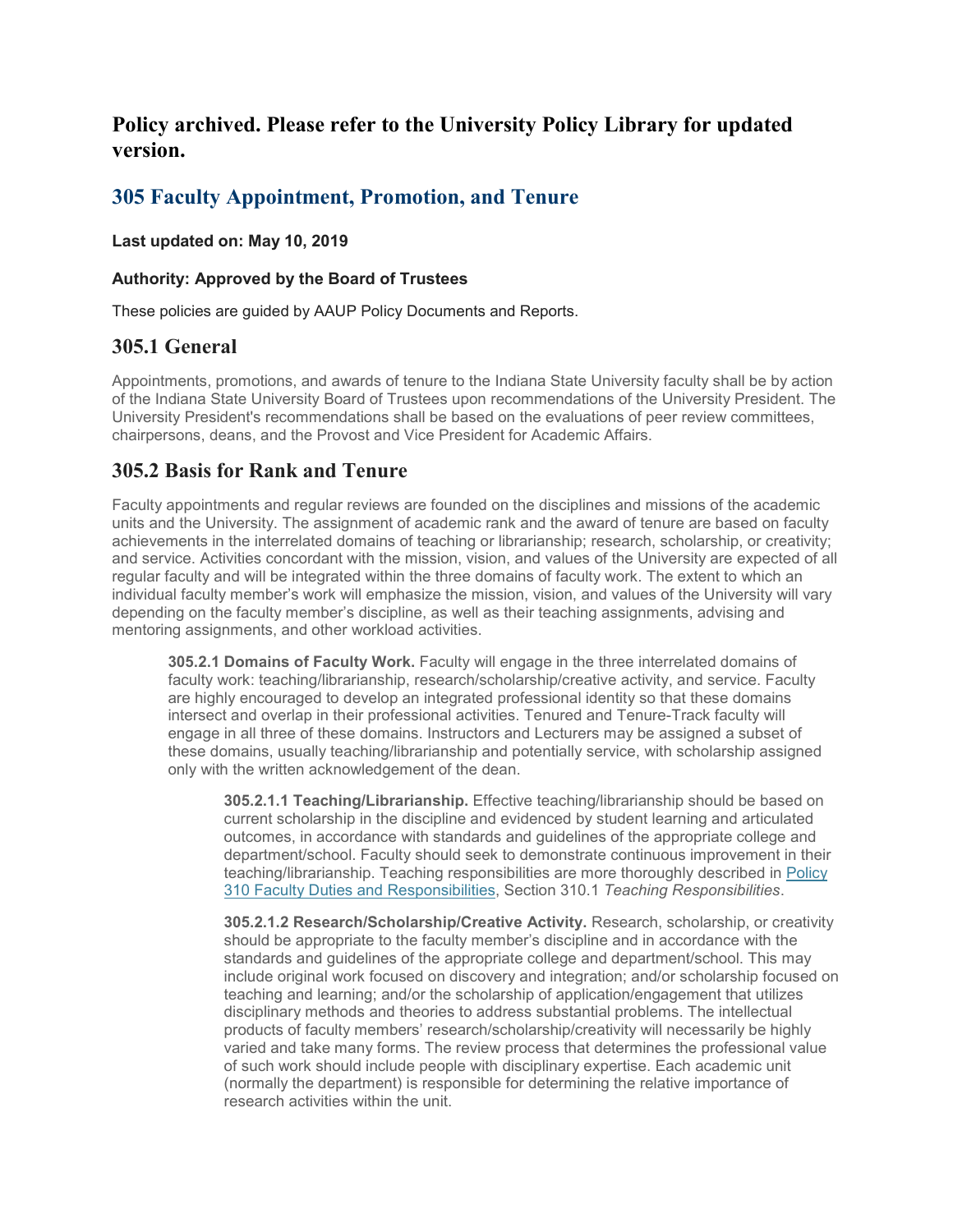## Policy archived. Please refer to the University Policy Library for updated version.

# 305 Faculty Appointment, Promotion, and Tenure

**Last updated on: May 10, 2019**

**Authority: Approved by the Board of Trustees**

These policies are guided by AAUP Policy Documents and Reports.

## 305.1 General

Appointments, promotions, and awards of tenure to the Indiana State University faculty shall be by action of the Indiana State University Board of Trustees upon recommendations of the University President. The University President's recommendations shall be based on the evaluations of peer review committees, chairpersons, deans, and the Provost and Vice President for Academic Affairs.

## 305.2 Basis for Rank and Tenure

Faculty appointments and regular reviews are founded on the disciplines and missions of the academic units and the University. The assignment of academic rank and the award of tenure are based on faculty achievements in the interrelated domains of teaching or librarianship; research, scholarship, or creativity; and service. Activities concordant with the mission, vision, and values of the University are expected of all regular faculty and will be integrated within the three domains of faculty work. The extent to which an individual faculty member's work will emphasize the mission, vision, and values of the University will vary depending on the faculty member's discipline, as well as their teaching assignments, advising and mentoring assignments, and other workload activities.

> **305.2.1 Domains of Faculty Work.** Faculty will engage in the three interrelated domains of faculty work: teaching/librarianship, research/scholarship/creative activity, and service. Faculty are highly encouraged to develop an integrated professional identity so that these domains intersect and overlap in their professional activities. Tenured and Tenure-Track faculty will engage in all three of these domains. Instructors and Lecturers may be assigned a subset of these domains, usually teaching/librarianship and potentially service, with scholarship assigned only with the written acknowledgement of the dean.
>
> > **305.2.1.1 Teaching/Librarianship.** Effective teaching/librarianship should be based on current scholarship in the discipline and evidenced by student learning and articulated outcomes, in accordance with standards and guidelines of the appropriate college and department/school. Faculty should seek to demonstrate continuous improvement in their teaching/librarianship. Teaching responsibilities are more thoroughly described in Policy 310 Faculty Duties and Responsibilities, Section 310.1 *Teaching Responsibilities*.
> >
> > **305.2.1.2 Research/Scholarship/Creative Activity.** Research, scholarship, or creativity should be appropriate to the faculty member's discipline and in accordance with the standards and guidelines of the appropriate college and department/school. This may include original work focused on discovery and integration; and/or scholarship focused on teaching and learning; and/or the scholarship of application/engagement that utilizes disciplinary methods and theories to address substantial problems. The intellectual products of faculty members' research/scholarship/creativity will necessarily be highly varied and take many forms. The review process that determines the professional value of such work should include people with disciplinary expertise. Each academic unit (normally the department) is responsible for determining the relative importance of research activities within the unit.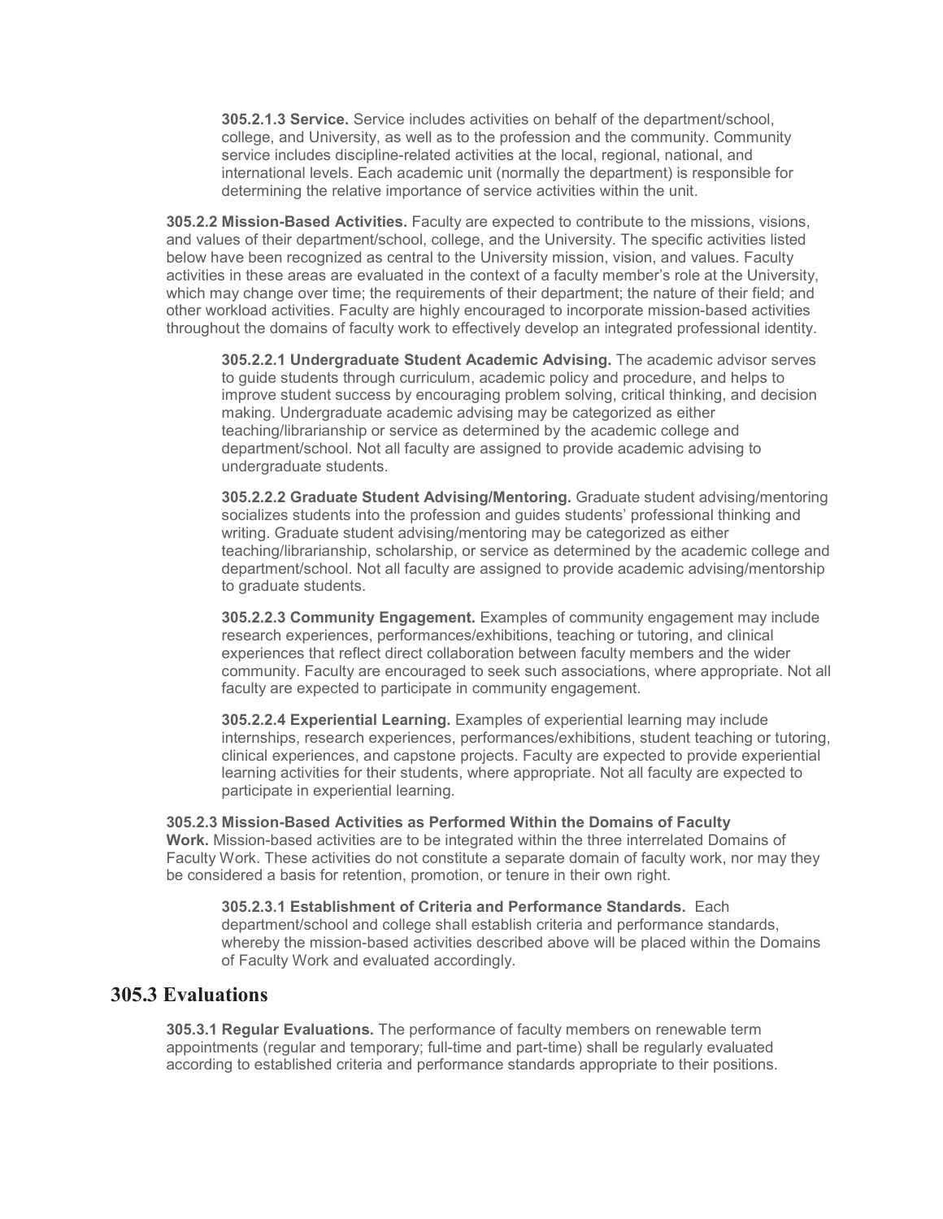**305.2.1.3 Service.** Service includes activities on behalf of the department/school, college, and University, as well as to the profession and the community. Community service includes discipline-related activities at the local, regional, national, and international levels. Each academic unit (normally the department) is responsible for determining the relative importance of service activities within the unit.

**305.2.2 Mission-Based Activities.** Faculty are expected to contribute to the missions, visions, and values of their department/school, college, and the University. The specific activities listed below have been recognized as central to the University mission, vision, and values. Faculty activities in these areas are evaluated in the context of a faculty member's role at the University, which may change over time; the requirements of their department; the nature of their field; and other workload activities. Faculty are highly encouraged to incorporate mission-based activities throughout the domains of faculty work to effectively develop an integrated professional identity.

**305.2.2.1 Undergraduate Student Academic Advising.** The academic advisor serves to guide students through curriculum, academic policy and procedure, and helps to improve student success by encouraging problem solving, critical thinking, and decision making. Undergraduate academic advising may be categorized as either teaching/librarianship or service as determined by the academic college and department/school. Not all faculty are assigned to provide academic advising to undergraduate students.

**305.2.2.2 Graduate Student Advising/Mentoring.** Graduate student advising/mentoring socializes students into the profession and guides students' professional thinking and writing. Graduate student advising/mentoring may be categorized as either teaching/librarianship, scholarship, or service as determined by the academic college and department/school. Not all faculty are assigned to provide academic advising/mentorship to graduate students.

**305.2.2.3 Community Engagement.** Examples of community engagement may include research experiences, performances/exhibitions, teaching or tutoring, and clinical experiences that reflect direct collaboration between faculty members and the wider community. Faculty are encouraged to seek such associations, where appropriate. Not all faculty are expected to participate in community engagement.

**305.2.2.4 Experiential Learning.** Examples of experiential learning may include internships, research experiences, performances/exhibitions, student teaching or tutoring, clinical experiences, and capstone projects. Faculty are expected to provide experiential learning activities for their students, where appropriate. Not all faculty are expected to participate in experiential learning.

**305.2.3 Mission-Based Activities as Performed Within the Domains of Faculty Work.** Mission-based activities are to be integrated within the three interrelated Domains of Faculty Work. These activities do not constitute a separate domain of faculty work, nor may they be considered a basis for retention, promotion, or tenure in their own right.

**305.2.3.1 Establishment of Criteria and Performance Standards.** Each department/school and college shall establish criteria and performance standards, whereby the mission-based activities described above will be placed within the Domains of Faculty Work and evaluated accordingly.

## 305.3 Evaluations

**305.3.1 Regular Evaluations.** The performance of faculty members on renewable term appointments (regular and temporary; full-time and part-time) shall be regularly evaluated according to established criteria and performance standards appropriate to their positions.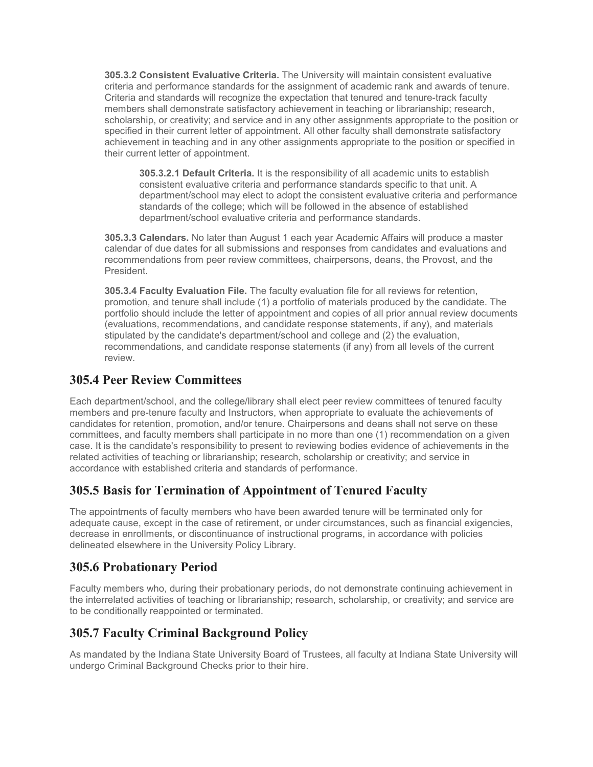**305.3.2 Consistent Evaluative Criteria.** The University will maintain consistent evaluative criteria and performance standards for the assignment of academic rank and awards of tenure. Criteria and standards will recognize the expectation that tenured and tenure-track faculty members shall demonstrate satisfactory achievement in teaching or librarianship; research, scholarship, or creativity; and service and in any other assignments appropriate to the position or specified in their current letter of appointment. All other faculty shall demonstrate satisfactory achievement in teaching and in any other assignments appropriate to the position or specified in their current letter of appointment.

**305.3.2.1 Default Criteria.** It is the responsibility of all academic units to establish consistent evaluative criteria and performance standards specific to that unit. A department/school may elect to adopt the consistent evaluative criteria and performance standards of the college; which will be followed in the absence of established department/school evaluative criteria and performance standards.

**305.3.3 Calendars.** No later than August 1 each year Academic Affairs will produce a master calendar of due dates for all submissions and responses from candidates and evaluations and recommendations from peer review committees, chairpersons, deans, the Provost, and the President.

**305.3.4 Faculty Evaluation File.** The faculty evaluation file for all reviews for retention, promotion, and tenure shall include (1) a portfolio of materials produced by the candidate. The portfolio should include the letter of appointment and copies of all prior annual review documents (evaluations, recommendations, and candidate response statements, if any), and materials stipulated by the candidate's department/school and college and (2) the evaluation, recommendations, and candidate response statements (if any) from all levels of the current review.

## 305.4 Peer Review Committees

Each department/school, and the college/library shall elect peer review committees of tenured faculty members and pre-tenure faculty and Instructors, when appropriate to evaluate the achievements of candidates for retention, promotion, and/or tenure. Chairpersons and deans shall not serve on these committees, and faculty members shall participate in no more than one (1) recommendation on a given case. It is the candidate's responsibility to present to reviewing bodies evidence of achievements in the related activities of teaching or librarianship; research, scholarship or creativity; and service in accordance with established criteria and standards of performance.

## 305.5 Basis for Termination of Appointment of Tenured Faculty

The appointments of faculty members who have been awarded tenure will be terminated only for adequate cause, except in the case of retirement, or under circumstances, such as financial exigencies, decrease in enrollments, or discontinuance of instructional programs, in accordance with policies delineated elsewhere in the University Policy Library.

## 305.6 Probationary Period

Faculty members who, during their probationary periods, do not demonstrate continuing achievement in the interrelated activities of teaching or librarianship; research, scholarship, or creativity; and service are to be conditionally reappointed or terminated.

## 305.7 Faculty Criminal Background Policy

As mandated by the Indiana State University Board of Trustees, all faculty at Indiana State University will undergo Criminal Background Checks prior to their hire.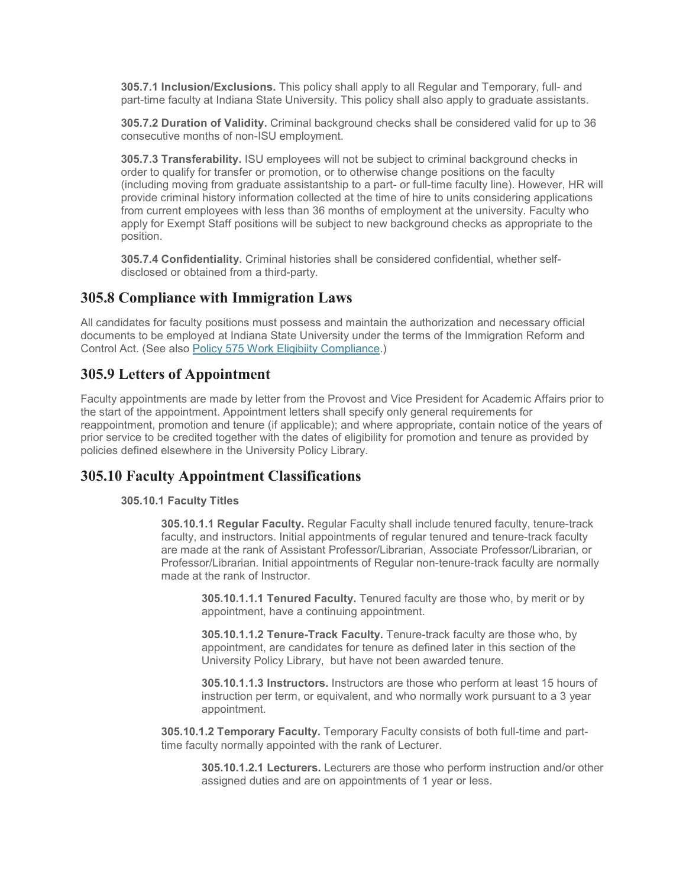**305.7.1 Inclusion/Exclusions.** This policy shall apply to all Regular and Temporary, full- and part-time faculty at Indiana State University. This policy shall also apply to graduate assistants.

**305.7.2 Duration of Validity.** Criminal background checks shall be considered valid for up to 36 consecutive months of non-ISU employment.

**305.7.3 Transferability.** ISU employees will not be subject to criminal background checks in order to qualify for transfer or promotion, or to otherwise change positions on the faculty (including moving from graduate assistantship to a part- or full-time faculty line). However, HR will provide criminal history information collected at the time of hire to units considering applications from current employees with less than 36 months of employment at the university. Faculty who apply for Exempt Staff positions will be subject to new background checks as appropriate to the position.

**305.7.4 Confidentiality.** Criminal histories shall be considered confidential, whether self-disclosed or obtained from a third-party.

## 305.8 Compliance with Immigration Laws

All candidates for faculty positions must possess and maintain the authorization and necessary official documents to be employed at Indiana State University under the terms of the Immigration Reform and Control Act. (See also Policy 575 Work Eligibiity Compliance.)

## 305.9 Letters of Appointment

Faculty appointments are made by letter from the Provost and Vice President for Academic Affairs prior to the start of the appointment. Appointment letters shall specify only general requirements for reappointment, promotion and tenure (if applicable); and where appropriate, contain notice of the years of prior service to be credited together with the dates of eligibility for promotion and tenure as provided by policies defined elsewhere in the University Policy Library.

## 305.10 Faculty Appointment Classifications

**305.10.1 Faculty Titles**

**305.10.1.1 Regular Faculty.** Regular Faculty shall include tenured faculty, tenure-track faculty, and instructors. Initial appointments of regular tenured and tenure-track faculty are made at the rank of Assistant Professor/Librarian, Associate Professor/Librarian, or Professor/Librarian. Initial appointments of Regular non-tenure-track faculty are normally made at the rank of Instructor.

**305.10.1.1.1 Tenured Faculty.** Tenured faculty are those who, by merit or by appointment, have a continuing appointment.

**305.10.1.1.2 Tenure-Track Faculty.** Tenure-track faculty are those who, by appointment, are candidates for tenure as defined later in this section of the University Policy Library, but have not been awarded tenure.

**305.10.1.1.3 Instructors.** Instructors are those who perform at least 15 hours of instruction per term, or equivalent, and who normally work pursuant to a 3 year appointment.

**305.10.1.2 Temporary Faculty.** Temporary Faculty consists of both full-time and part-time faculty normally appointed with the rank of Lecturer.

**305.10.1.2.1 Lecturers.** Lecturers are those who perform instruction and/or other assigned duties and are on appointments of 1 year or less.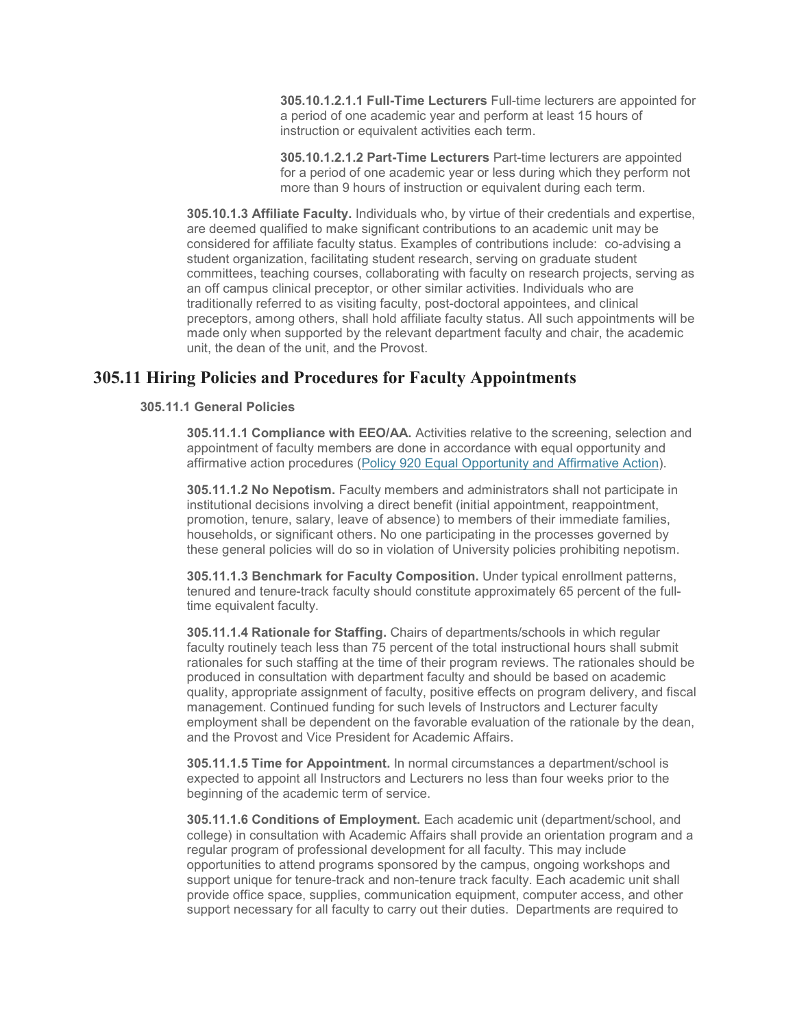**305.10.1.2.1.1 Full-Time Lecturers** Full-time lecturers are appointed for a period of one academic year and perform at least 15 hours of instruction or equivalent activities each term.

**305.10.1.2.1.2 Part-Time Lecturers** Part-time lecturers are appointed for a period of one academic year or less during which they perform not more than 9 hours of instruction or equivalent during each term.

**305.10.1.3 Affiliate Faculty.** Individuals who, by virtue of their credentials and expertise, are deemed qualified to make significant contributions to an academic unit may be considered for affiliate faculty status. Examples of contributions include: co-advising a student organization, facilitating student research, serving on graduate student committees, teaching courses, collaborating with faculty on research projects, serving as an off campus clinical preceptor, or other similar activities. Individuals who are traditionally referred to as visiting faculty, post-doctoral appointees, and clinical preceptors, among others, shall hold affiliate faculty status. All such appointments will be made only when supported by the relevant department faculty and chair, the academic unit, the dean of the unit, and the Provost.

## 305.11 Hiring Policies and Procedures for Faculty Appointments

### 305.11.1 General Policies

**305.11.1.1 Compliance with EEO/AA.** Activities relative to the screening, selection and appointment of faculty members are done in accordance with equal opportunity and affirmative action procedures (Policy 920 Equal Opportunity and Affirmative Action).

**305.11.1.2 No Nepotism.** Faculty members and administrators shall not participate in institutional decisions involving a direct benefit (initial appointment, reappointment, promotion, tenure, salary, leave of absence) to members of their immediate families, households, or significant others. No one participating in the processes governed by these general policies will do so in violation of University policies prohibiting nepotism.

**305.11.1.3 Benchmark for Faculty Composition.** Under typical enrollment patterns, tenured and tenure-track faculty should constitute approximately 65 percent of the full-time equivalent faculty.

**305.11.1.4 Rationale for Staffing.** Chairs of departments/schools in which regular faculty routinely teach less than 75 percent of the total instructional hours shall submit rationales for such staffing at the time of their program reviews. The rationales should be produced in consultation with department faculty and should be based on academic quality, appropriate assignment of faculty, positive effects on program delivery, and fiscal management. Continued funding for such levels of Instructors and Lecturer faculty employment shall be dependent on the favorable evaluation of the rationale by the dean, and the Provost and Vice President for Academic Affairs.

**305.11.1.5 Time for Appointment.** In normal circumstances a department/school is expected to appoint all Instructors and Lecturers no less than four weeks prior to the beginning of the academic term of service.

**305.11.1.6 Conditions of Employment.** Each academic unit (department/school, and college) in consultation with Academic Affairs shall provide an orientation program and a regular program of professional development for all faculty. This may include opportunities to attend programs sponsored by the campus, ongoing workshops and support unique for tenure-track and non-tenure track faculty. Each academic unit shall provide office space, supplies, communication equipment, computer access, and other support necessary for all faculty to carry out their duties. Departments are required to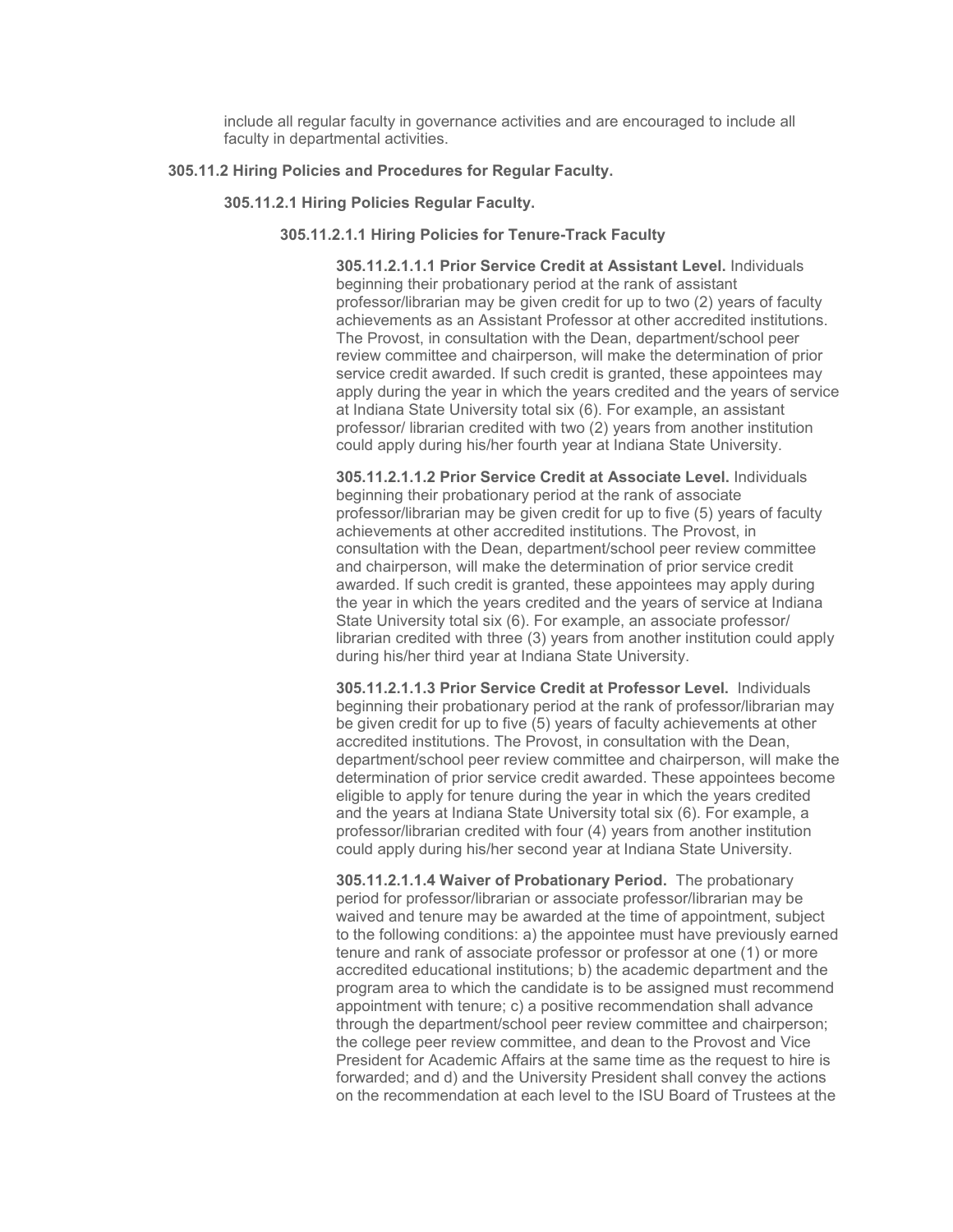include all regular faculty in governance activities and are encouraged to include all faculty in departmental activities.

### 305.11.2 Hiring Policies and Procedures for Regular Faculty.

#### 305.11.2.1 Hiring Policies Regular Faculty.

##### 305.11.2.1.1 Hiring Policies for Tenure-Track Faculty

**305.11.2.1.1.1 Prior Service Credit at Assistant Level.** Individuals beginning their probationary period at the rank of assistant professor/librarian may be given credit for up to two (2) years of faculty achievements as an Assistant Professor at other accredited institutions. The Provost, in consultation with the Dean, department/school peer review committee and chairperson, will make the determination of prior service credit awarded. If such credit is granted, these appointees may apply during the year in which the years credited and the years of service at Indiana State University total six (6). For example, an assistant professor/ librarian credited with two (2) years from another institution could apply during his/her fourth year at Indiana State University.

**305.11.2.1.1.2 Prior Service Credit at Associate Level.** Individuals beginning their probationary period at the rank of associate professor/librarian may be given credit for up to five (5) years of faculty achievements at other accredited institutions. The Provost, in consultation with the Dean, department/school peer review committee and chairperson, will make the determination of prior service credit awarded. If such credit is granted, these appointees may apply during the year in which the years credited and the years of service at Indiana State University total six (6). For example, an associate professor/ librarian credited with three (3) years from another institution could apply during his/her third year at Indiana State University.

**305.11.2.1.1.3 Prior Service Credit at Professor Level.** Individuals beginning their probationary period at the rank of professor/librarian may be given credit for up to five (5) years of faculty achievements at other accredited institutions. The Provost, in consultation with the Dean, department/school peer review committee and chairperson, will make the determination of prior service credit awarded. These appointees become eligible to apply for tenure during the year in which the years credited and the years at Indiana State University total six (6). For example, a professor/librarian credited with four (4) years from another institution could apply during his/her second year at Indiana State University.

**305.11.2.1.1.4 Waiver of Probationary Period.** The probationary period for professor/librarian or associate professor/librarian may be waived and tenure may be awarded at the time of appointment, subject to the following conditions: a) the appointee must have previously earned tenure and rank of associate professor or professor at one (1) or more accredited educational institutions; b) the academic department and the program area to which the candidate is to be assigned must recommend appointment with tenure; c) a positive recommendation shall advance through the department/school peer review committee and chairperson; the college peer review committee, and dean to the Provost and Vice President for Academic Affairs at the same time as the request to hire is forwarded; and d) and the University President shall convey the actions on the recommendation at each level to the ISU Board of Trustees at the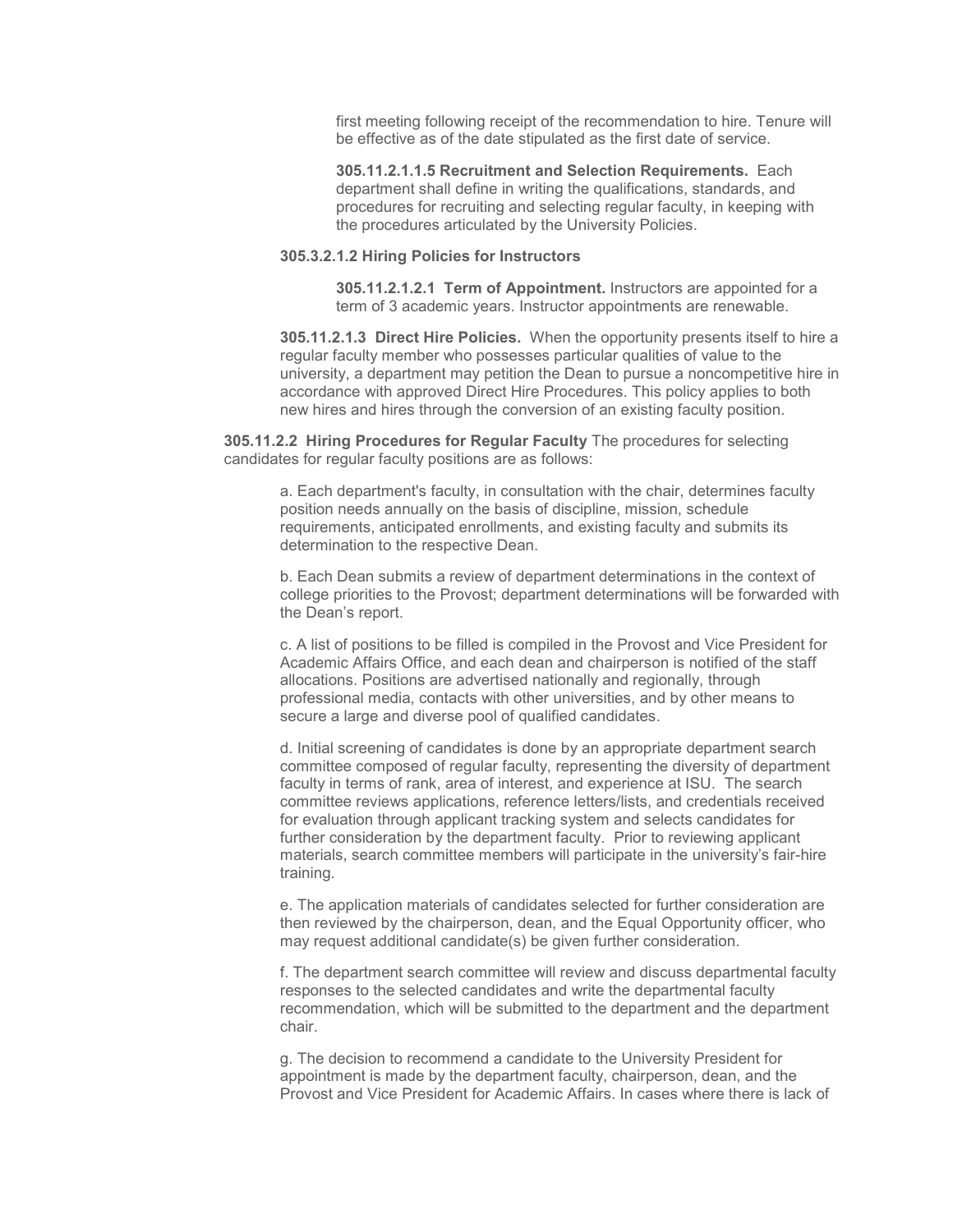first meeting following receipt of the recommendation to hire. Tenure will be effective as of the date stipulated as the first date of service.

**305.11.2.1.1.5 Recruitment and Selection Requirements.** Each department shall define in writing the qualifications, standards, and procedures for recruiting and selecting regular faculty, in keeping with the procedures articulated by the University Policies.

**305.3.2.1.2 Hiring Policies for Instructors**

**305.11.2.1.2.1 Term of Appointment.** Instructors are appointed for a term of 3 academic years. Instructor appointments are renewable.

**305.11.2.1.3 Direct Hire Policies.** When the opportunity presents itself to hire a regular faculty member who possesses particular qualities of value to the university, a department may petition the Dean to pursue a noncompetitive hire in accordance with approved Direct Hire Procedures. This policy applies to both new hires and hires through the conversion of an existing faculty position.

**305.11.2.2 Hiring Procedures for Regular Faculty** The procedures for selecting candidates for regular faculty positions are as follows:

a. Each department's faculty, in consultation with the chair, determines faculty position needs annually on the basis of discipline, mission, schedule requirements, anticipated enrollments, and existing faculty and submits its determination to the respective Dean.

b. Each Dean submits a review of department determinations in the context of college priorities to the Provost; department determinations will be forwarded with the Dean's report.

c. A list of positions to be filled is compiled in the Provost and Vice President for Academic Affairs Office, and each dean and chairperson is notified of the staff allocations. Positions are advertised nationally and regionally, through professional media, contacts with other universities, and by other means to secure a large and diverse pool of qualified candidates.

d. Initial screening of candidates is done by an appropriate department search committee composed of regular faculty, representing the diversity of department faculty in terms of rank, area of interest, and experience at ISU. The search committee reviews applications, reference letters/lists, and credentials received for evaluation through applicant tracking system and selects candidates for further consideration by the department faculty. Prior to reviewing applicant materials, search committee members will participate in the university's fair-hire training.

e. The application materials of candidates selected for further consideration are then reviewed by the chairperson, dean, and the Equal Opportunity officer, who may request additional candidate(s) be given further consideration.

f. The department search committee will review and discuss departmental faculty responses to the selected candidates and write the departmental faculty recommendation, which will be submitted to the department and the department chair.

g. The decision to recommend a candidate to the University President for appointment is made by the department faculty, chairperson, dean, and the Provost and Vice President for Academic Affairs. In cases where there is lack of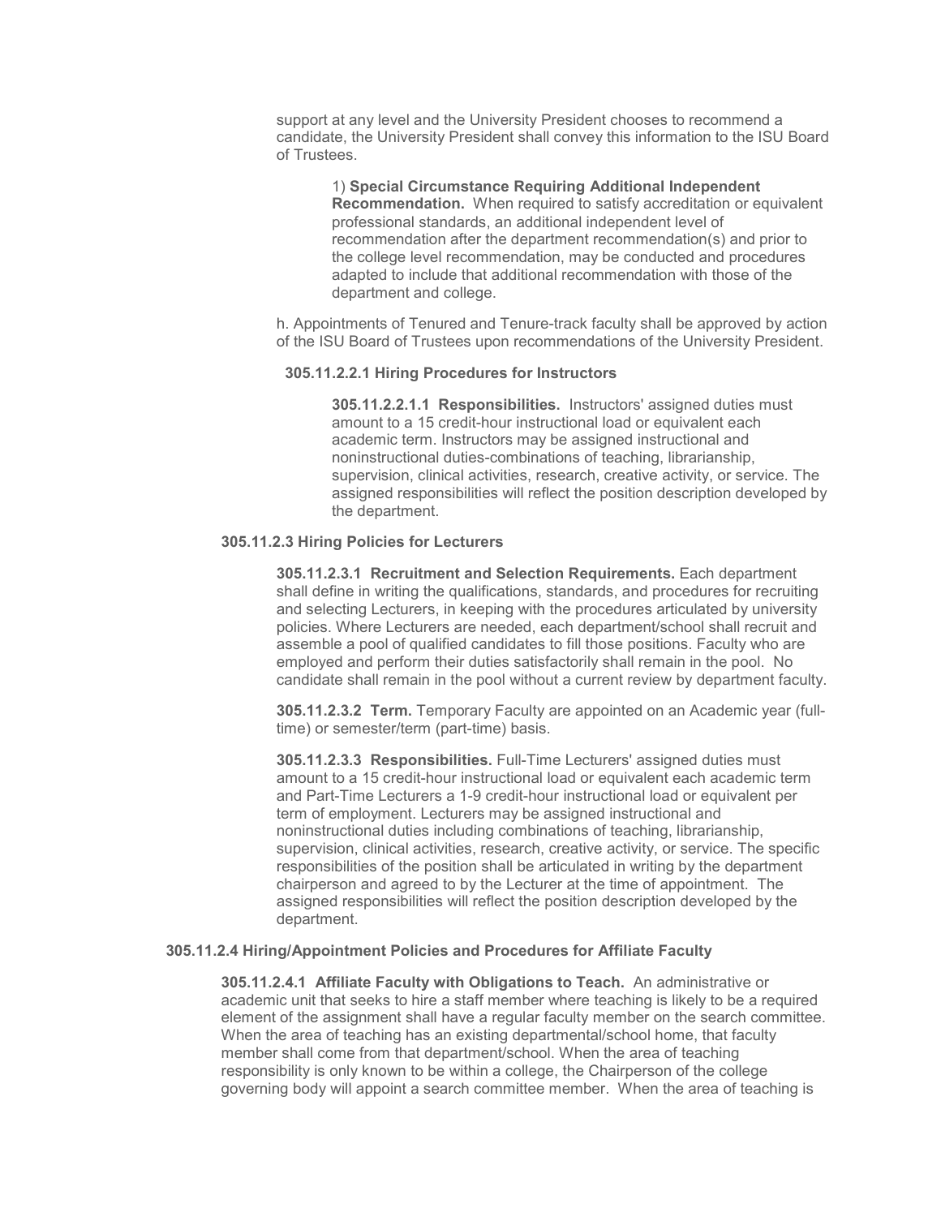support at any level and the University President chooses to recommend a candidate, the University President shall convey this information to the ISU Board of Trustees.

1) **Special Circumstance Requiring Additional Independent Recommendation.** When required to satisfy accreditation or equivalent professional standards, an additional independent level of recommendation after the department recommendation(s) and prior to the college level recommendation, may be conducted and procedures adapted to include that additional recommendation with those of the department and college.

h. Appointments of Tenured and Tenure-track faculty shall be approved by action of the ISU Board of Trustees upon recommendations of the University President.

**305.11.2.2.1 Hiring Procedures for Instructors**

**305.11.2.2.1.1 Responsibilities.** Instructors' assigned duties must amount to a 15 credit-hour instructional load or equivalent each academic term. Instructors may be assigned instructional and noninstructional duties-combinations of teaching, librarianship, supervision, clinical activities, research, creative activity, or service. The assigned responsibilities will reflect the position description developed by the department.

**305.11.2.3 Hiring Policies for Lecturers**

**305.11.2.3.1 Recruitment and Selection Requirements.** Each department shall define in writing the qualifications, standards, and procedures for recruiting and selecting Lecturers, in keeping with the procedures articulated by university policies. Where Lecturers are needed, each department/school shall recruit and assemble a pool of qualified candidates to fill those positions. Faculty who are employed and perform their duties satisfactorily shall remain in the pool. No candidate shall remain in the pool without a current review by department faculty.

**305.11.2.3.2 Term.** Temporary Faculty are appointed on an Academic year (full-time) or semester/term (part-time) basis.

**305.11.2.3.3 Responsibilities.** Full-Time Lecturers' assigned duties must amount to a 15 credit-hour instructional load or equivalent each academic term and Part-Time Lecturers a 1-9 credit-hour instructional load or equivalent per term of employment. Lecturers may be assigned instructional and noninstructional duties including combinations of teaching, librarianship, supervision, clinical activities, research, creative activity, or service. The specific responsibilities of the position shall be articulated in writing by the department chairperson and agreed to by the Lecturer at the time of appointment. The assigned responsibilities will reflect the position description developed by the department.

**305.11.2.4 Hiring/Appointment Policies and Procedures for Affiliate Faculty**

**305.11.2.4.1 Affiliate Faculty with Obligations to Teach.** An administrative or academic unit that seeks to hire a staff member where teaching is likely to be a required element of the assignment shall have a regular faculty member on the search committee. When the area of teaching has an existing departmental/school home, that faculty member shall come from that department/school. When the area of teaching responsibility is only known to be within a college, the Chairperson of the college governing body will appoint a search committee member. When the area of teaching is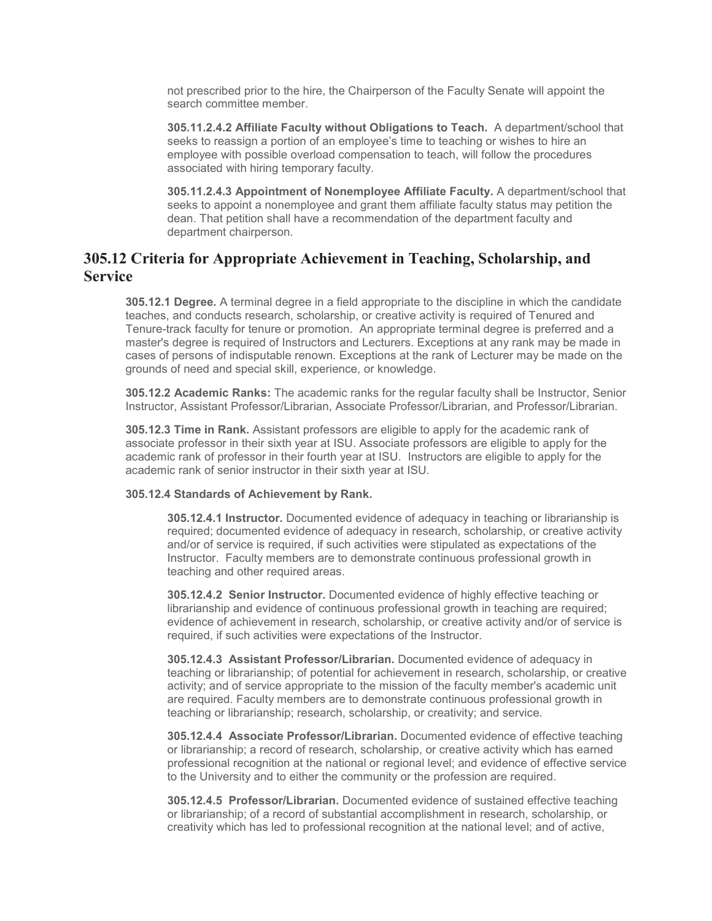not prescribed prior to the hire, the Chairperson of the Faculty Senate will appoint the search committee member.

**305.11.2.4.2 Affiliate Faculty without Obligations to Teach.** A department/school that seeks to reassign a portion of an employee's time to teaching or wishes to hire an employee with possible overload compensation to teach, will follow the procedures associated with hiring temporary faculty.

**305.11.2.4.3 Appointment of Nonemployee Affiliate Faculty.** A department/school that seeks to appoint a nonemployee and grant them affiliate faculty status may petition the dean. That petition shall have a recommendation of the department faculty and department chairperson.

## 305.12 Criteria for Appropriate Achievement in Teaching, Scholarship, and Service

**305.12.1 Degree.** A terminal degree in a field appropriate to the discipline in which the candidate teaches, and conducts research, scholarship, or creative activity is required of Tenured and Tenure-track faculty for tenure or promotion. An appropriate terminal degree is preferred and a master's degree is required of Instructors and Lecturers. Exceptions at any rank may be made in cases of persons of indisputable renown. Exceptions at the rank of Lecturer may be made on the grounds of need and special skill, experience, or knowledge.

**305.12.2 Academic Ranks:** The academic ranks for the regular faculty shall be Instructor, Senior Instructor, Assistant Professor/Librarian, Associate Professor/Librarian, and Professor/Librarian.

**305.12.3 Time in Rank.** Assistant professors are eligible to apply for the academic rank of associate professor in their sixth year at ISU. Associate professors are eligible to apply for the academic rank of professor in their fourth year at ISU. Instructors are eligible to apply for the academic rank of senior instructor in their sixth year at ISU.

**305.12.4 Standards of Achievement by Rank.**

**305.12.4.1 Instructor.** Documented evidence of adequacy in teaching or librarianship is required; documented evidence of adequacy in research, scholarship, or creative activity and/or of service is required, if such activities were stipulated as expectations of the Instructor. Faculty members are to demonstrate continuous professional growth in teaching and other required areas.

**305.12.4.2 Senior Instructor.** Documented evidence of highly effective teaching or librarianship and evidence of continuous professional growth in teaching are required; evidence of achievement in research, scholarship, or creative activity and/or of service is required, if such activities were expectations of the Instructor.

**305.12.4.3 Assistant Professor/Librarian.** Documented evidence of adequacy in teaching or librarianship; of potential for achievement in research, scholarship, or creative activity; and of service appropriate to the mission of the faculty member's academic unit are required. Faculty members are to demonstrate continuous professional growth in teaching or librarianship; research, scholarship, or creativity; and service.

**305.12.4.4 Associate Professor/Librarian.** Documented evidence of effective teaching or librarianship; a record of research, scholarship, or creative activity which has earned professional recognition at the national or regional level; and evidence of effective service to the University and to either the community or the profession are required.

**305.12.4.5 Professor/Librarian.** Documented evidence of sustained effective teaching or librarianship; of a record of substantial accomplishment in research, scholarship, or creativity which has led to professional recognition at the national level; and of active,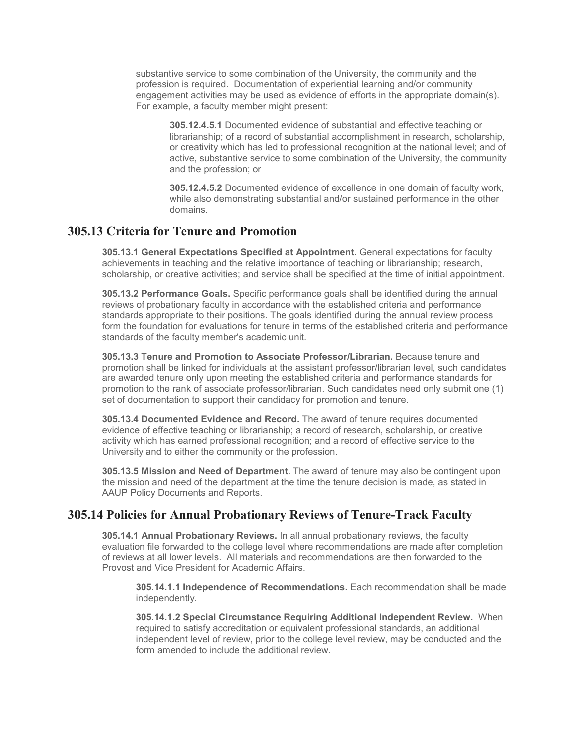substantive service to some combination of the University, the community and the profession is required. Documentation of experiential learning and/or community engagement activities may be used as evidence of efforts in the appropriate domain(s). For example, a faculty member might present:

**305.12.4.5.1** Documented evidence of substantial and effective teaching or librarianship; of a record of substantial accomplishment in research, scholarship, or creativity which has led to professional recognition at the national level; and of active, substantive service to some combination of the University, the community and the profession; or

**305.12.4.5.2** Documented evidence of excellence in one domain of faculty work, while also demonstrating substantial and/or sustained performance in the other domains.

## 305.13 Criteria for Tenure and Promotion

**305.13.1 General Expectations Specified at Appointment.** General expectations for faculty achievements in teaching and the relative importance of teaching or librarianship; research, scholarship, or creative activities; and service shall be specified at the time of initial appointment.

**305.13.2 Performance Goals.** Specific performance goals shall be identified during the annual reviews of probationary faculty in accordance with the established criteria and performance standards appropriate to their positions. The goals identified during the annual review process form the foundation for evaluations for tenure in terms of the established criteria and performance standards of the faculty member's academic unit.

**305.13.3 Tenure and Promotion to Associate Professor/Librarian.** Because tenure and promotion shall be linked for individuals at the assistant professor/librarian level, such candidates are awarded tenure only upon meeting the established criteria and performance standards for promotion to the rank of associate professor/librarian. Such candidates need only submit one (1) set of documentation to support their candidacy for promotion and tenure.

**305.13.4 Documented Evidence and Record.** The award of tenure requires documented evidence of effective teaching or librarianship; a record of research, scholarship, or creative activity which has earned professional recognition; and a record of effective service to the University and to either the community or the profession.

**305.13.5 Mission and Need of Department.** The award of tenure may also be contingent upon the mission and need of the department at the time the tenure decision is made, as stated in AAUP Policy Documents and Reports.

## 305.14 Policies for Annual Probationary Reviews of Tenure-Track Faculty

**305.14.1 Annual Probationary Reviews.** In all annual probationary reviews, the faculty evaluation file forwarded to the college level where recommendations are made after completion of reviews at all lower levels. All materials and recommendations are then forwarded to the Provost and Vice President for Academic Affairs.

**305.14.1.1 Independence of Recommendations.** Each recommendation shall be made independently.

**305.14.1.2 Special Circumstance Requiring Additional Independent Review.** When required to satisfy accreditation or equivalent professional standards, an additional independent level of review, prior to the college level review, may be conducted and the form amended to include the additional review.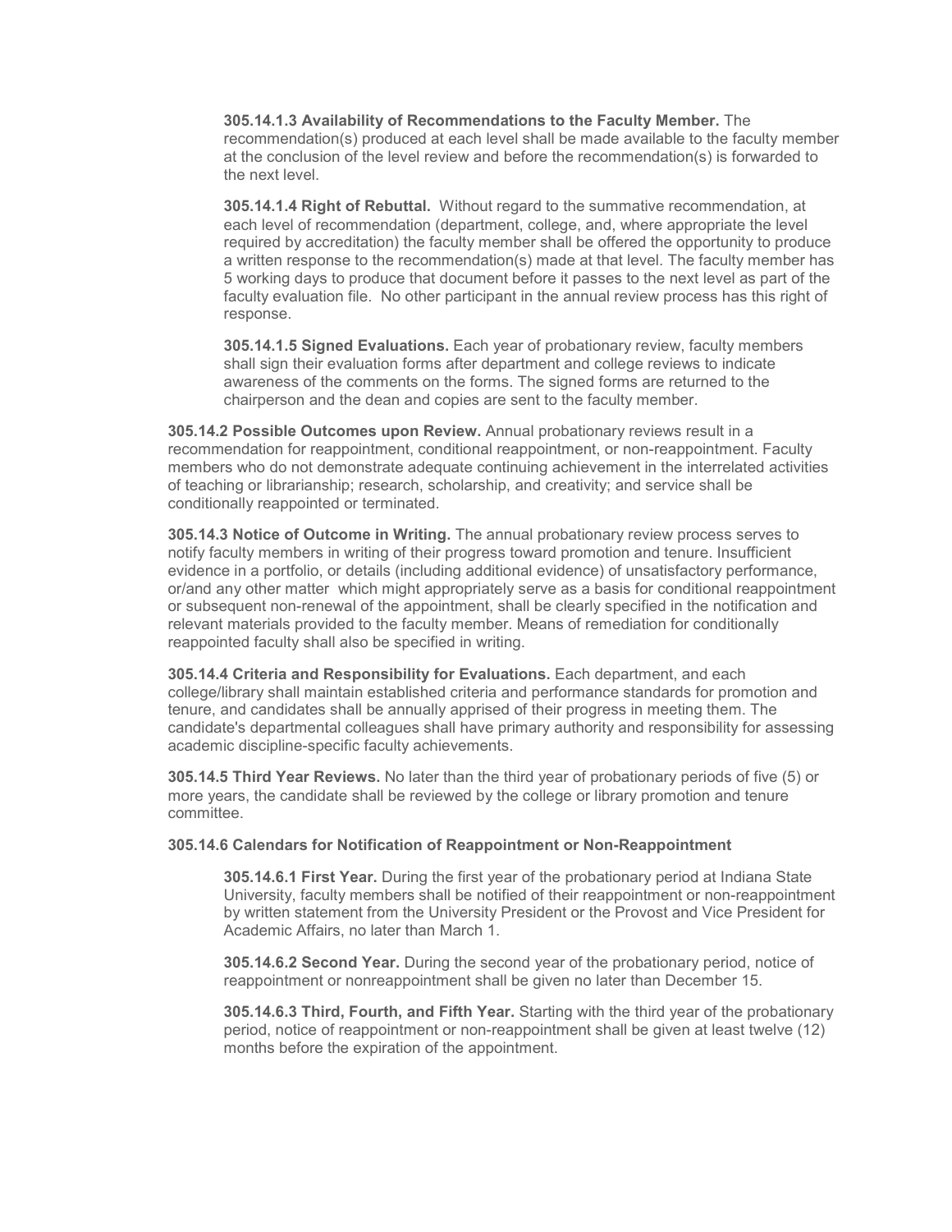**305.14.1.3 Availability of Recommendations to the Faculty Member.** The recommendation(s) produced at each level shall be made available to the faculty member at the conclusion of the level review and before the recommendation(s) is forwarded to the next level.

**305.14.1.4 Right of Rebuttal.** Without regard to the summative recommendation, at each level of recommendation (department, college, and, where appropriate the level required by accreditation) the faculty member shall be offered the opportunity to produce a written response to the recommendation(s) made at that level. The faculty member has 5 working days to produce that document before it passes to the next level as part of the faculty evaluation file. No other participant in the annual review process has this right of response.

**305.14.1.5 Signed Evaluations.** Each year of probationary review, faculty members shall sign their evaluation forms after department and college reviews to indicate awareness of the comments on the forms. The signed forms are returned to the chairperson and the dean and copies are sent to the faculty member.

**305.14.2 Possible Outcomes upon Review.** Annual probationary reviews result in a recommendation for reappointment, conditional reappointment, or non-reappointment. Faculty members who do not demonstrate adequate continuing achievement in the interrelated activities of teaching or librarianship; research, scholarship, and creativity; and service shall be conditionally reappointed or terminated.

**305.14.3 Notice of Outcome in Writing.** The annual probationary review process serves to notify faculty members in writing of their progress toward promotion and tenure. Insufficient evidence in a portfolio, or details (including additional evidence) of unsatisfactory performance, or/and any other matter which might appropriately serve as a basis for conditional reappointment or subsequent non-renewal of the appointment, shall be clearly specified in the notification and relevant materials provided to the faculty member. Means of remediation for conditionally reappointed faculty shall also be specified in writing.

**305.14.4 Criteria and Responsibility for Evaluations.** Each department, and each college/library shall maintain established criteria and performance standards for promotion and tenure, and candidates shall be annually apprised of their progress in meeting them. The candidate's departmental colleagues shall have primary authority and responsibility for assessing academic discipline-specific faculty achievements.

**305.14.5 Third Year Reviews.** No later than the third year of probationary periods of five (5) or more years, the candidate shall be reviewed by the college or library promotion and tenure committee.

**305.14.6 Calendars for Notification of Reappointment or Non-Reappointment**

**305.14.6.1 First Year.** During the first year of the probationary period at Indiana State University, faculty members shall be notified of their reappointment or non-reappointment by written statement from the University President or the Provost and Vice President for Academic Affairs, no later than March 1.

**305.14.6.2 Second Year.** During the second year of the probationary period, notice of reappointment or nonreappointment shall be given no later than December 15.

**305.14.6.3 Third, Fourth, and Fifth Year.** Starting with the third year of the probationary period, notice of reappointment or non-reappointment shall be given at least twelve (12) months before the expiration of the appointment.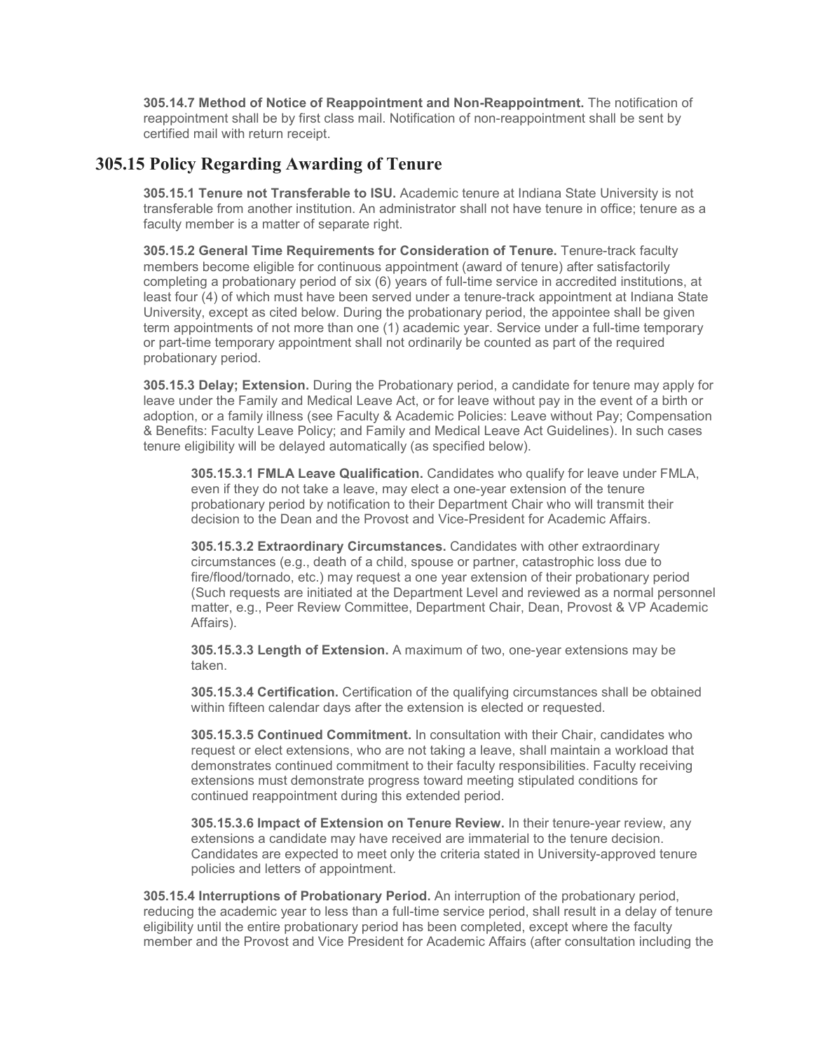**305.14.7 Method of Notice of Reappointment and Non-Reappointment.** The notification of reappointment shall be by first class mail. Notification of non-reappointment shall be sent by certified mail with return receipt.

## 305.15 Policy Regarding Awarding of Tenure

**305.15.1 Tenure not Transferable to ISU.** Academic tenure at Indiana State University is not transferable from another institution. An administrator shall not have tenure in office; tenure as a faculty member is a matter of separate right.

**305.15.2 General Time Requirements for Consideration of Tenure.** Tenure-track faculty members become eligible for continuous appointment (award of tenure) after satisfactorily completing a probationary period of six (6) years of full-time service in accredited institutions, at least four (4) of which must have been served under a tenure-track appointment at Indiana State University, except as cited below. During the probationary period, the appointee shall be given term appointments of not more than one (1) academic year. Service under a full-time temporary or part-time temporary appointment shall not ordinarily be counted as part of the required probationary period.

**305.15.3 Delay; Extension.** During the Probationary period, a candidate for tenure may apply for leave under the Family and Medical Leave Act, or for leave without pay in the event of a birth or adoption, or a family illness (see Faculty & Academic Policies: Leave without Pay; Compensation & Benefits: Faculty Leave Policy; and Family and Medical Leave Act Guidelines). In such cases tenure eligibility will be delayed automatically (as specified below).

**305.15.3.1 FMLA Leave Qualification.** Candidates who qualify for leave under FMLA, even if they do not take a leave, may elect a one-year extension of the tenure probationary period by notification to their Department Chair who will transmit their decision to the Dean and the Provost and Vice-President for Academic Affairs.

**305.15.3.2 Extraordinary Circumstances.** Candidates with other extraordinary circumstances (e.g., death of a child, spouse or partner, catastrophic loss due to fire/flood/tornado, etc.) may request a one year extension of their probationary period (Such requests are initiated at the Department Level and reviewed as a normal personnel matter, e.g., Peer Review Committee, Department Chair, Dean, Provost & VP Academic Affairs).

**305.15.3.3 Length of Extension.** A maximum of two, one-year extensions may be taken.

**305.15.3.4 Certification.** Certification of the qualifying circumstances shall be obtained within fifteen calendar days after the extension is elected or requested.

**305.15.3.5 Continued Commitment.** In consultation with their Chair, candidates who request or elect extensions, who are not taking a leave, shall maintain a workload that demonstrates continued commitment to their faculty responsibilities. Faculty receiving extensions must demonstrate progress toward meeting stipulated conditions for continued reappointment during this extended period.

**305.15.3.6 Impact of Extension on Tenure Review.** In their tenure-year review, any extensions a candidate may have received are immaterial to the tenure decision. Candidates are expected to meet only the criteria stated in University-approved tenure policies and letters of appointment.

**305.15.4 Interruptions of Probationary Period.** An interruption of the probationary period, reducing the academic year to less than a full-time service period, shall result in a delay of tenure eligibility until the entire probationary period has been completed, except where the faculty member and the Provost and Vice President for Academic Affairs (after consultation including the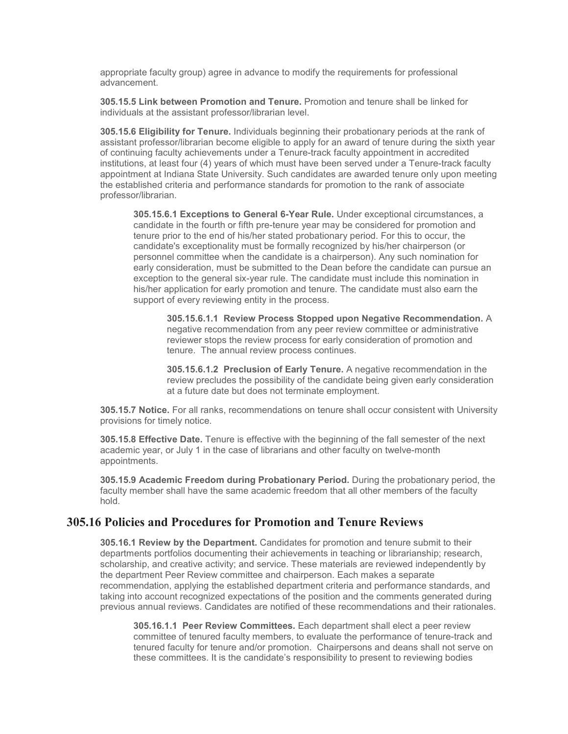appropriate faculty group) agree in advance to modify the requirements for professional advancement.

**305.15.5 Link between Promotion and Tenure.** Promotion and tenure shall be linked for individuals at the assistant professor/librarian level.

**305.15.6 Eligibility for Tenure.** Individuals beginning their probationary periods at the rank of assistant professor/librarian become eligible to apply for an award of tenure during the sixth year of continuing faculty achievements under a Tenure-track faculty appointment in accredited institutions, at least four (4) years of which must have been served under a Tenure-track faculty appointment at Indiana State University. Such candidates are awarded tenure only upon meeting the established criteria and performance standards for promotion to the rank of associate professor/librarian.

> **305.15.6.1 Exceptions to General 6-Year Rule.** Under exceptional circumstances, a candidate in the fourth or fifth pre-tenure year may be considered for promotion and tenure prior to the end of his/her stated probationary period. For this to occur, the candidate's exceptionality must be formally recognized by his/her chairperson (or personnel committee when the candidate is a chairperson). Any such nomination for early consideration, must be submitted to the Dean before the candidate can pursue an exception to the general six-year rule. The candidate must include this nomination in his/her application for early promotion and tenure. The candidate must also earn the support of every reviewing entity in the process.
>
> > **305.15.6.1.1 Review Process Stopped upon Negative Recommendation.** A negative recommendation from any peer review committee or administrative reviewer stops the review process for early consideration of promotion and tenure. The annual review process continues.
> >
> > **305.15.6.1.2 Preclusion of Early Tenure.** A negative recommendation in the review precludes the possibility of the candidate being given early consideration at a future date but does not terminate employment.

**305.15.7 Notice.** For all ranks, recommendations on tenure shall occur consistent with University provisions for timely notice.

**305.15.8 Effective Date.** Tenure is effective with the beginning of the fall semester of the next academic year, or July 1 in the case of librarians and other faculty on twelve-month appointments.

**305.15.9 Academic Freedom during Probationary Period.** During the probationary period, the faculty member shall have the same academic freedom that all other members of the faculty hold.

## 305.16 Policies and Procedures for Promotion and Tenure Reviews

**305.16.1 Review by the Department.** Candidates for promotion and tenure submit to their departments portfolios documenting their achievements in teaching or librarianship; research, scholarship, and creative activity; and service. These materials are reviewed independently by the department Peer Review committee and chairperson. Each makes a separate recommendation, applying the established department criteria and performance standards, and taking into account recognized expectations of the position and the comments generated during previous annual reviews. Candidates are notified of these recommendations and their rationales.

> **305.16.1.1 Peer Review Committees.** Each department shall elect a peer review committee of tenured faculty members, to evaluate the performance of tenure-track and tenured faculty for tenure and/or promotion. Chairpersons and deans shall not serve on these committees. It is the candidate's responsibility to present to reviewing bodies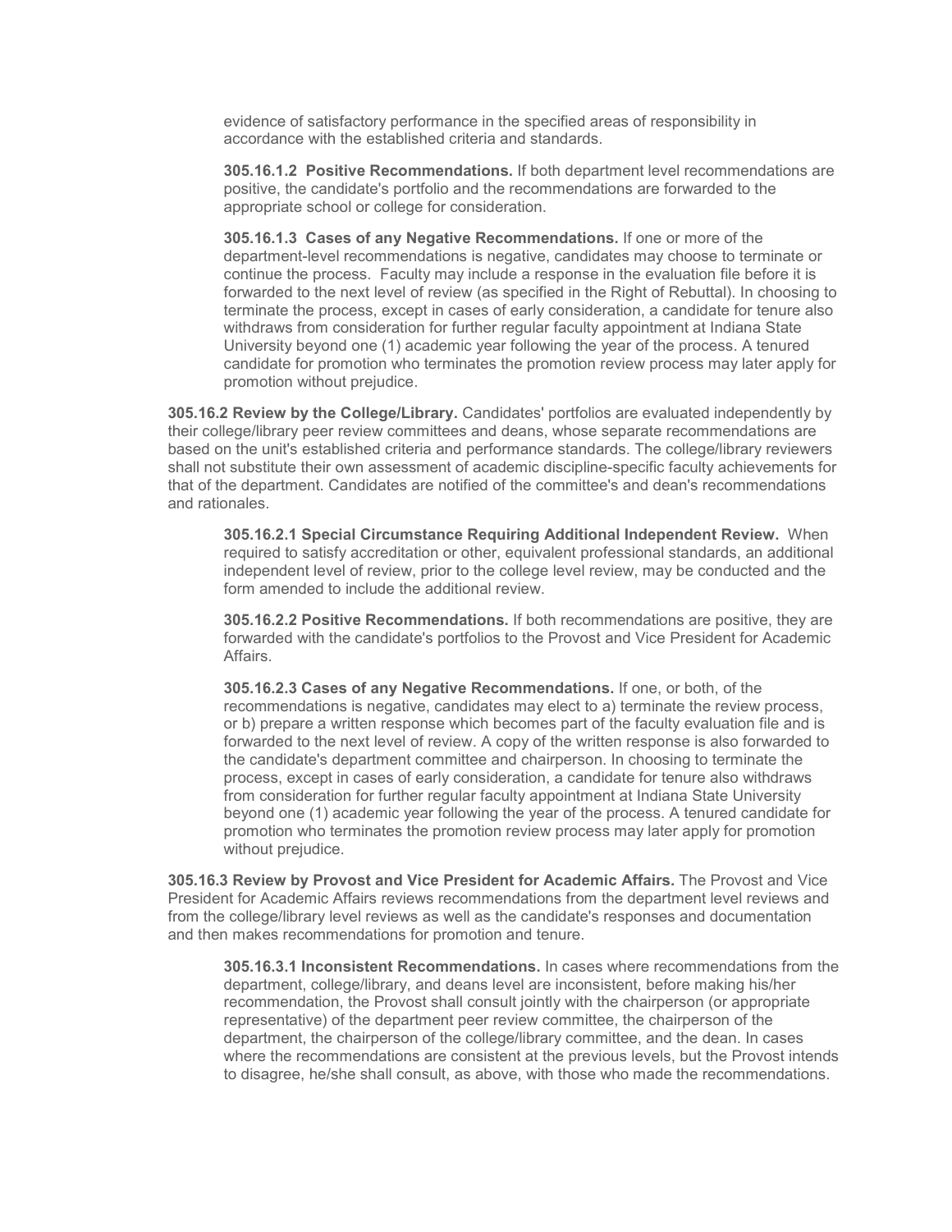evidence of satisfactory performance in the specified areas of responsibility in accordance with the established criteria and standards.

**305.16.1.2 Positive Recommendations.** If both department level recommendations are positive, the candidate's portfolio and the recommendations are forwarded to the appropriate school or college for consideration.

**305.16.1.3 Cases of any Negative Recommendations.** If one or more of the department-level recommendations is negative, candidates may choose to terminate or continue the process. Faculty may include a response in the evaluation file before it is forwarded to the next level of review (as specified in the Right of Rebuttal). In choosing to terminate the process, except in cases of early consideration, a candidate for tenure also withdraws from consideration for further regular faculty appointment at Indiana State University beyond one (1) academic year following the year of the process. A tenured candidate for promotion who terminates the promotion review process may later apply for promotion without prejudice.

**305.16.2 Review by the College/Library.** Candidates' portfolios are evaluated independently by their college/library peer review committees and deans, whose separate recommendations are based on the unit's established criteria and performance standards. The college/library reviewers shall not substitute their own assessment of academic discipline-specific faculty achievements for that of the department. Candidates are notified of the committee's and dean's recommendations and rationales.

**305.16.2.1 Special Circumstance Requiring Additional Independent Review.** When required to satisfy accreditation or other, equivalent professional standards, an additional independent level of review, prior to the college level review, may be conducted and the form amended to include the additional review.

**305.16.2.2 Positive Recommendations.** If both recommendations are positive, they are forwarded with the candidate's portfolios to the Provost and Vice President for Academic Affairs.

**305.16.2.3 Cases of any Negative Recommendations.** If one, or both, of the recommendations is negative, candidates may elect to a) terminate the review process, or b) prepare a written response which becomes part of the faculty evaluation file and is forwarded to the next level of review. A copy of the written response is also forwarded to the candidate's department committee and chairperson. In choosing to terminate the process, except in cases of early consideration, a candidate for tenure also withdraws from consideration for further regular faculty appointment at Indiana State University beyond one (1) academic year following the year of the process. A tenured candidate for promotion who terminates the promotion review process may later apply for promotion without prejudice.

**305.16.3 Review by Provost and Vice President for Academic Affairs.** The Provost and Vice President for Academic Affairs reviews recommendations from the department level reviews and from the college/library level reviews as well as the candidate's responses and documentation and then makes recommendations for promotion and tenure.

**305.16.3.1 Inconsistent Recommendations.** In cases where recommendations from the department, college/library, and deans level are inconsistent, before making his/her recommendation, the Provost shall consult jointly with the chairperson (or appropriate representative) of the department peer review committee, the chairperson of the department, the chairperson of the college/library committee, and the dean. In cases where the recommendations are consistent at the previous levels, but the Provost intends to disagree, he/she shall consult, as above, with those who made the recommendations.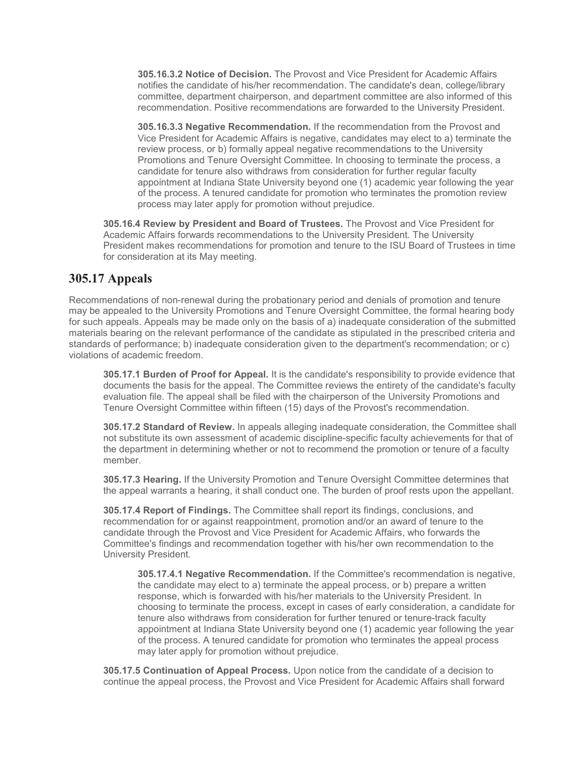**305.16.3.2 Notice of Decision.** The Provost and Vice President for Academic Affairs notifies the candidate of his/her recommendation. The candidate's dean, college/library committee, department chairperson, and department committee are also informed of this recommendation. Positive recommendations are forwarded to the University President.

**305.16.3.3 Negative Recommendation.** If the recommendation from the Provost and Vice President for Academic Affairs is negative, candidates may elect to a) terminate the review process, or b) formally appeal negative recommendations to the University Promotions and Tenure Oversight Committee. In choosing to terminate the process, a candidate for tenure also withdraws from consideration for further regular faculty appointment at Indiana State University beyond one (1) academic year following the year of the process. A tenured candidate for promotion who terminates the promotion review process may later apply for promotion without prejudice.

**305.16.4 Review by President and Board of Trustees.** The Provost and Vice President for Academic Affairs forwards recommendations to the University President. The University President makes recommendations for promotion and tenure to the ISU Board of Trustees in time for consideration at its May meeting.

## 305.17 Appeals

Recommendations of non-renewal during the probationary period and denials of promotion and tenure may be appealed to the University Promotions and Tenure Oversight Committee, the formal hearing body for such appeals. Appeals may be made only on the basis of a) inadequate consideration of the submitted materials bearing on the relevant performance of the candidate as stipulated in the prescribed criteria and standards of performance; b) inadequate consideration given to the department's recommendation; or c) violations of academic freedom.

**305.17.1 Burden of Proof for Appeal.** It is the candidate's responsibility to provide evidence that documents the basis for the appeal. The Committee reviews the entirety of the candidate's faculty evaluation file. The appeal shall be filed with the chairperson of the University Promotions and Tenure Oversight Committee within fifteen (15) days of the Provost's recommendation.

**305.17.2 Standard of Review.** In appeals alleging inadequate consideration, the Committee shall not substitute its own assessment of academic discipline-specific faculty achievements for that of the department in determining whether or not to recommend the promotion or tenure of a faculty member.

**305.17.3 Hearing.** If the University Promotion and Tenure Oversight Committee determines that the appeal warrants a hearing, it shall conduct one. The burden of proof rests upon the appellant.

**305.17.4 Report of Findings.** The Committee shall report its findings, conclusions, and recommendation for or against reappointment, promotion and/or an award of tenure to the candidate through the Provost and Vice President for Academic Affairs, who forwards the Committee's findings and recommendation together with his/her own recommendation to the University President.

**305.17.4.1 Negative Recommendation.** If the Committee's recommendation is negative, the candidate may elect to a) terminate the appeal process, or b) prepare a written response, which is forwarded with his/her materials to the University President. In choosing to terminate the process, except in cases of early consideration, a candidate for tenure also withdraws from consideration for further tenured or tenure-track faculty appointment at Indiana State University beyond one (1) academic year following the year of the process. A tenured candidate for promotion who terminates the appeal process may later apply for promotion without prejudice.

**305.17.5 Continuation of Appeal Process.** Upon notice from the candidate of a decision to continue the appeal process, the Provost and Vice President for Academic Affairs shall forward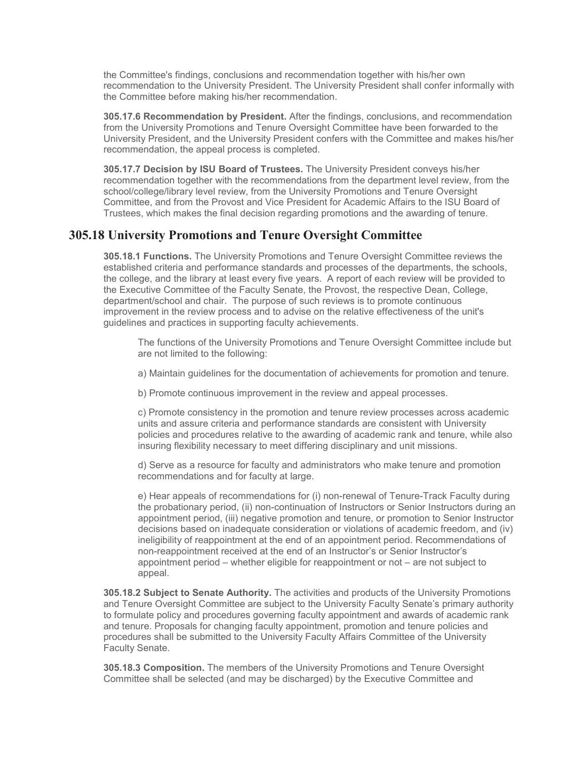the Committee's findings, conclusions and recommendation together with his/her own recommendation to the University President. The University President shall confer informally with the Committee before making his/her recommendation.

**305.17.6 Recommendation by President.** After the findings, conclusions, and recommendation from the University Promotions and Tenure Oversight Committee have been forwarded to the University President, and the University President confers with the Committee and makes his/her recommendation, the appeal process is completed.

**305.17.7 Decision by ISU Board of Trustees.** The University President conveys his/her recommendation together with the recommendations from the department level review, from the school/college/library level review, from the University Promotions and Tenure Oversight Committee, and from the Provost and Vice President for Academic Affairs to the ISU Board of Trustees, which makes the final decision regarding promotions and the awarding of tenure.

## 305.18 University Promotions and Tenure Oversight Committee

**305.18.1 Functions.** The University Promotions and Tenure Oversight Committee reviews the established criteria and performance standards and processes of the departments, the schools, the college, and the library at least every five years. A report of each review will be provided to the Executive Committee of the Faculty Senate, the Provost, the respective Dean, College, department/school and chair. The purpose of such reviews is to promote continuous improvement in the review process and to advise on the relative effectiveness of the unit's guidelines and practices in supporting faculty achievements.

The functions of the University Promotions and Tenure Oversight Committee include but are not limited to the following:

a) Maintain guidelines for the documentation of achievements for promotion and tenure.

b) Promote continuous improvement in the review and appeal processes.

c) Promote consistency in the promotion and tenure review processes across academic units and assure criteria and performance standards are consistent with University policies and procedures relative to the awarding of academic rank and tenure, while also insuring flexibility necessary to meet differing disciplinary and unit missions.

d) Serve as a resource for faculty and administrators who make tenure and promotion recommendations and for faculty at large.

e) Hear appeals of recommendations for (i) non-renewal of Tenure-Track Faculty during the probationary period, (ii) non-continuation of Instructors or Senior Instructors during an appointment period, (iii) negative promotion and tenure, or promotion to Senior Instructor decisions based on inadequate consideration or violations of academic freedom, and (iv) ineligibility of reappointment at the end of an appointment period. Recommendations of non-reappointment received at the end of an Instructor's or Senior Instructor's appointment period – whether eligible for reappointment or not – are not subject to appeal.

**305.18.2 Subject to Senate Authority.** The activities and products of the University Promotions and Tenure Oversight Committee are subject to the University Faculty Senate's primary authority to formulate policy and procedures governing faculty appointment and awards of academic rank and tenure. Proposals for changing faculty appointment, promotion and tenure policies and procedures shall be submitted to the University Faculty Affairs Committee of the University Faculty Senate.

**305.18.3 Composition.** The members of the University Promotions and Tenure Oversight Committee shall be selected (and may be discharged) by the Executive Committee and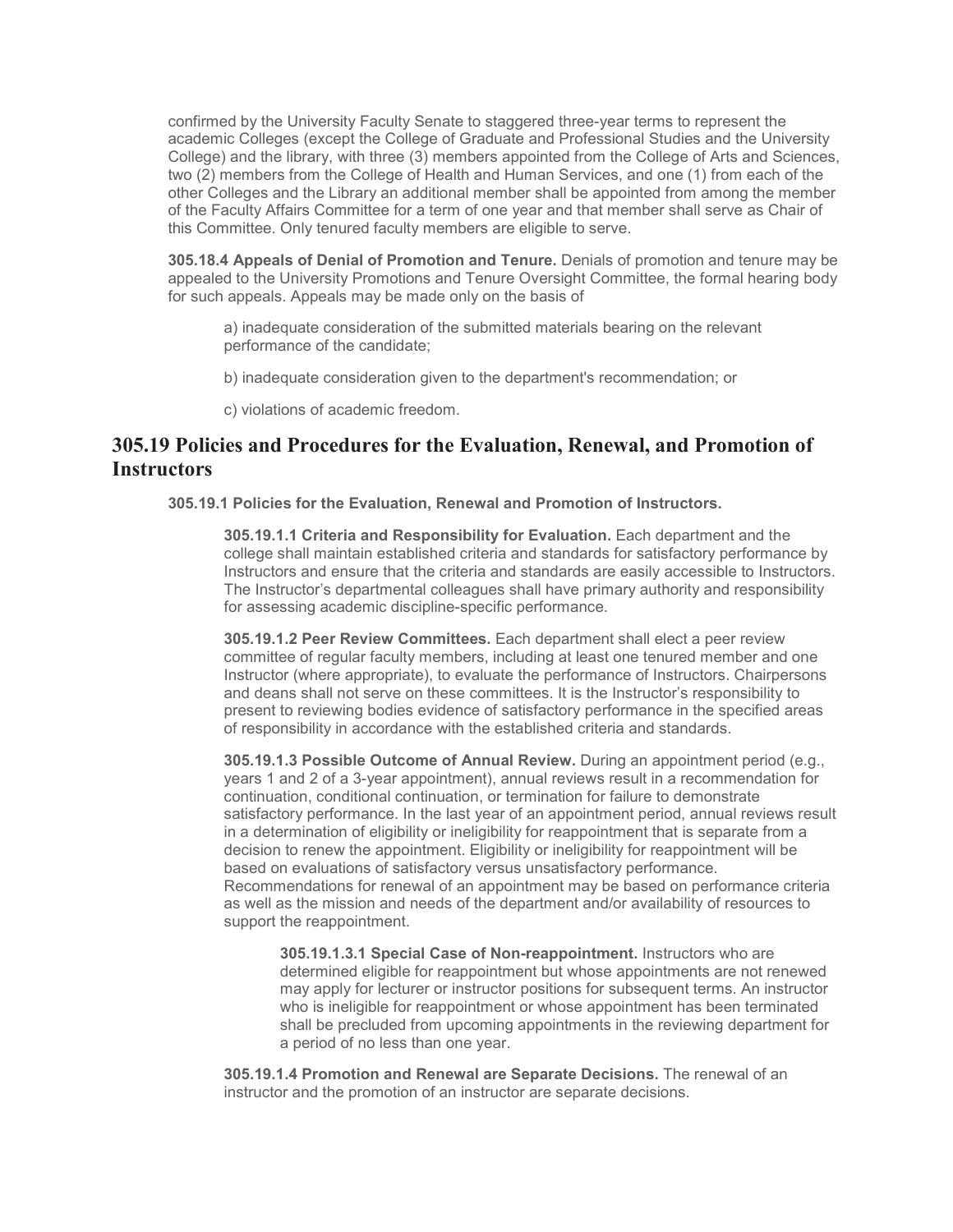confirmed by the University Faculty Senate to staggered three-year terms to represent the academic Colleges (except the College of Graduate and Professional Studies and the University College) and the library, with three (3) members appointed from the College of Arts and Sciences, two (2) members from the College of Health and Human Services, and one (1) from each of the other Colleges and the Library an additional member shall be appointed from among the member of the Faculty Affairs Committee for a term of one year and that member shall serve as Chair of this Committee. Only tenured faculty members are eligible to serve.

**305.18.4 Appeals of Denial of Promotion and Tenure.** Denials of promotion and tenure may be appealed to the University Promotions and Tenure Oversight Committee, the formal hearing body for such appeals. Appeals may be made only on the basis of

a) inadequate consideration of the submitted materials bearing on the relevant performance of the candidate;

b) inadequate consideration given to the department's recommendation; or

c) violations of academic freedom.

## 305.19 Policies and Procedures for the Evaluation, Renewal, and Promotion of Instructors

**305.19.1 Policies for the Evaluation, Renewal and Promotion of Instructors.**

**305.19.1.1 Criteria and Responsibility for Evaluation.** Each department and the college shall maintain established criteria and standards for satisfactory performance by Instructors and ensure that the criteria and standards are easily accessible to Instructors. The Instructor's departmental colleagues shall have primary authority and responsibility for assessing academic discipline-specific performance.

**305.19.1.2 Peer Review Committees.** Each department shall elect a peer review committee of regular faculty members, including at least one tenured member and one Instructor (where appropriate), to evaluate the performance of Instructors. Chairpersons and deans shall not serve on these committees. It is the Instructor's responsibility to present to reviewing bodies evidence of satisfactory performance in the specified areas of responsibility in accordance with the established criteria and standards.

**305.19.1.3 Possible Outcome of Annual Review.** During an appointment period (e.g., years 1 and 2 of a 3-year appointment), annual reviews result in a recommendation for continuation, conditional continuation, or termination for failure to demonstrate satisfactory performance. In the last year of an appointment period, annual reviews result in a determination of eligibility or ineligibility for reappointment that is separate from a decision to renew the appointment. Eligibility or ineligibility for reappointment will be based on evaluations of satisfactory versus unsatisfactory performance. Recommendations for renewal of an appointment may be based on performance criteria as well as the mission and needs of the department and/or availability of resources to support the reappointment.

**305.19.1.3.1 Special Case of Non-reappointment.** Instructors who are determined eligible for reappointment but whose appointments are not renewed may apply for lecturer or instructor positions for subsequent terms. An instructor who is ineligible for reappointment or whose appointment has been terminated shall be precluded from upcoming appointments in the reviewing department for a period of no less than one year.

**305.19.1.4 Promotion and Renewal are Separate Decisions.** The renewal of an instructor and the promotion of an instructor are separate decisions.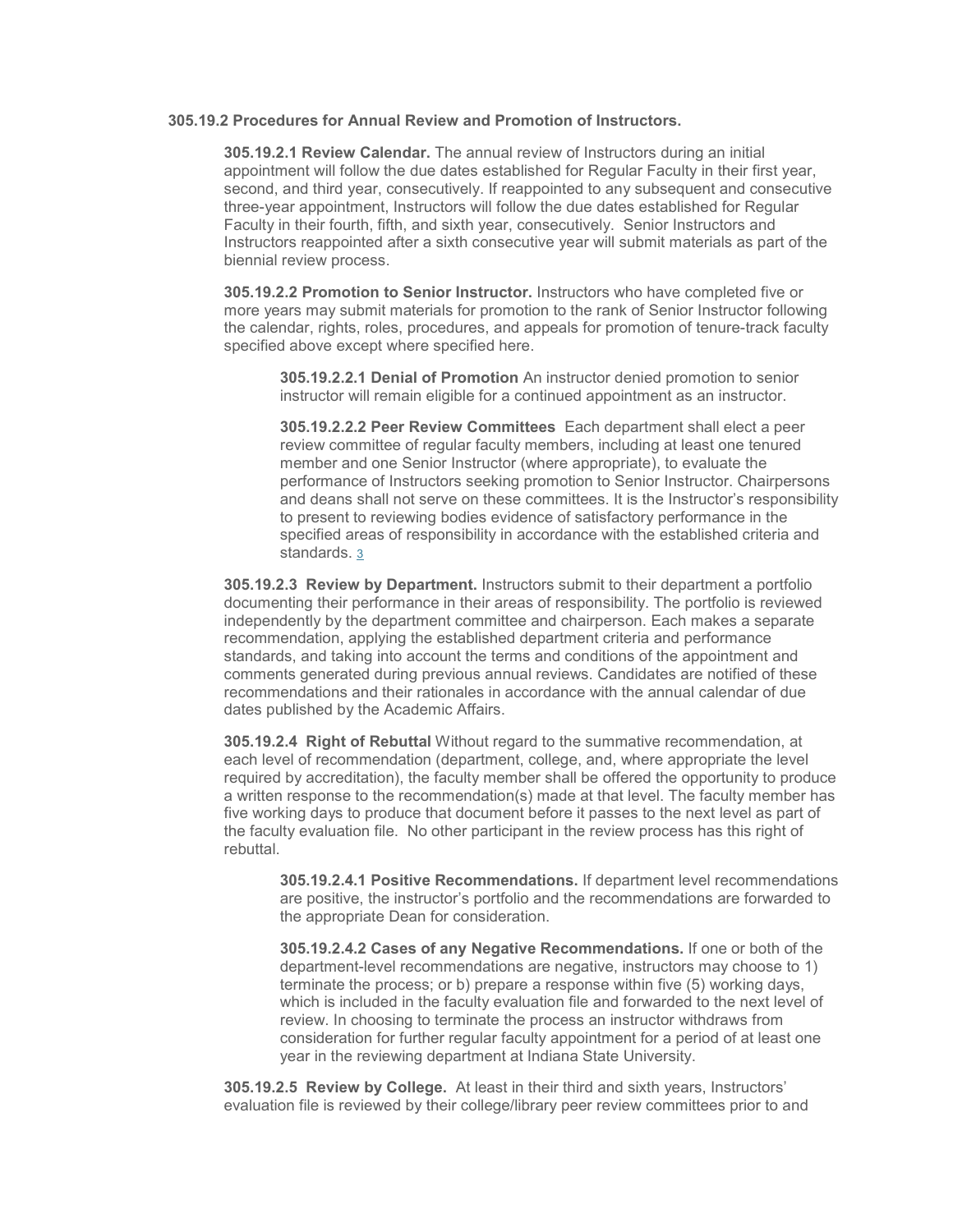**305.19.2 Procedures for Annual Review and Promotion of Instructors.**

**305.19.2.1 Review Calendar.** The annual review of Instructors during an initial appointment will follow the due dates established for Regular Faculty in their first year, second, and third year, consecutively. If reappointed to any subsequent and consecutive three-year appointment, Instructors will follow the due dates established for Regular Faculty in their fourth, fifth, and sixth year, consecutively. Senior Instructors and Instructors reappointed after a sixth consecutive year will submit materials as part of the biennial review process.

**305.19.2.2 Promotion to Senior Instructor.** Instructors who have completed five or more years may submit materials for promotion to the rank of Senior Instructor following the calendar, rights, roles, procedures, and appeals for promotion of tenure-track faculty specified above except where specified here.

**305.19.2.2.1 Denial of Promotion** An instructor denied promotion to senior instructor will remain eligible for a continued appointment as an instructor.

**305.19.2.2.2 Peer Review Committees** Each department shall elect a peer review committee of regular faculty members, including at least one tenured member and one Senior Instructor (where appropriate), to evaluate the performance of Instructors seeking promotion to Senior Instructor. Chairpersons and deans shall not serve on these committees. It is the Instructor's responsibility to present to reviewing bodies evidence of satisfactory performance in the specified areas of responsibility in accordance with the established criteria and standards. [3]

**305.19.2.3 Review by Department.** Instructors submit to their department a portfolio documenting their performance in their areas of responsibility. The portfolio is reviewed independently by the department committee and chairperson. Each makes a separate recommendation, applying the established department criteria and performance standards, and taking into account the terms and conditions of the appointment and comments generated during previous annual reviews. Candidates are notified of these recommendations and their rationales in accordance with the annual calendar of due dates published by the Academic Affairs.

**305.19.2.4 Right of Rebuttal** Without regard to the summative recommendation, at each level of recommendation (department, college, and, where appropriate the level required by accreditation), the faculty member shall be offered the opportunity to produce a written response to the recommendation(s) made at that level. The faculty member has five working days to produce that document before it passes to the next level as part of the faculty evaluation file. No other participant in the review process has this right of rebuttal.

**305.19.2.4.1 Positive Recommendations.** If department level recommendations are positive, the instructor's portfolio and the recommendations are forwarded to the appropriate Dean for consideration.

**305.19.2.4.2 Cases of any Negative Recommendations.** If one or both of the department-level recommendations are negative, instructors may choose to 1) terminate the process; or b) prepare a response within five (5) working days, which is included in the faculty evaluation file and forwarded to the next level of review. In choosing to terminate the process an instructor withdraws from consideration for further regular faculty appointment for a period of at least one year in the reviewing department at Indiana State University.

**305.19.2.5 Review by College.** At least in their third and sixth years, Instructors' evaluation file is reviewed by their college/library peer review committees prior to and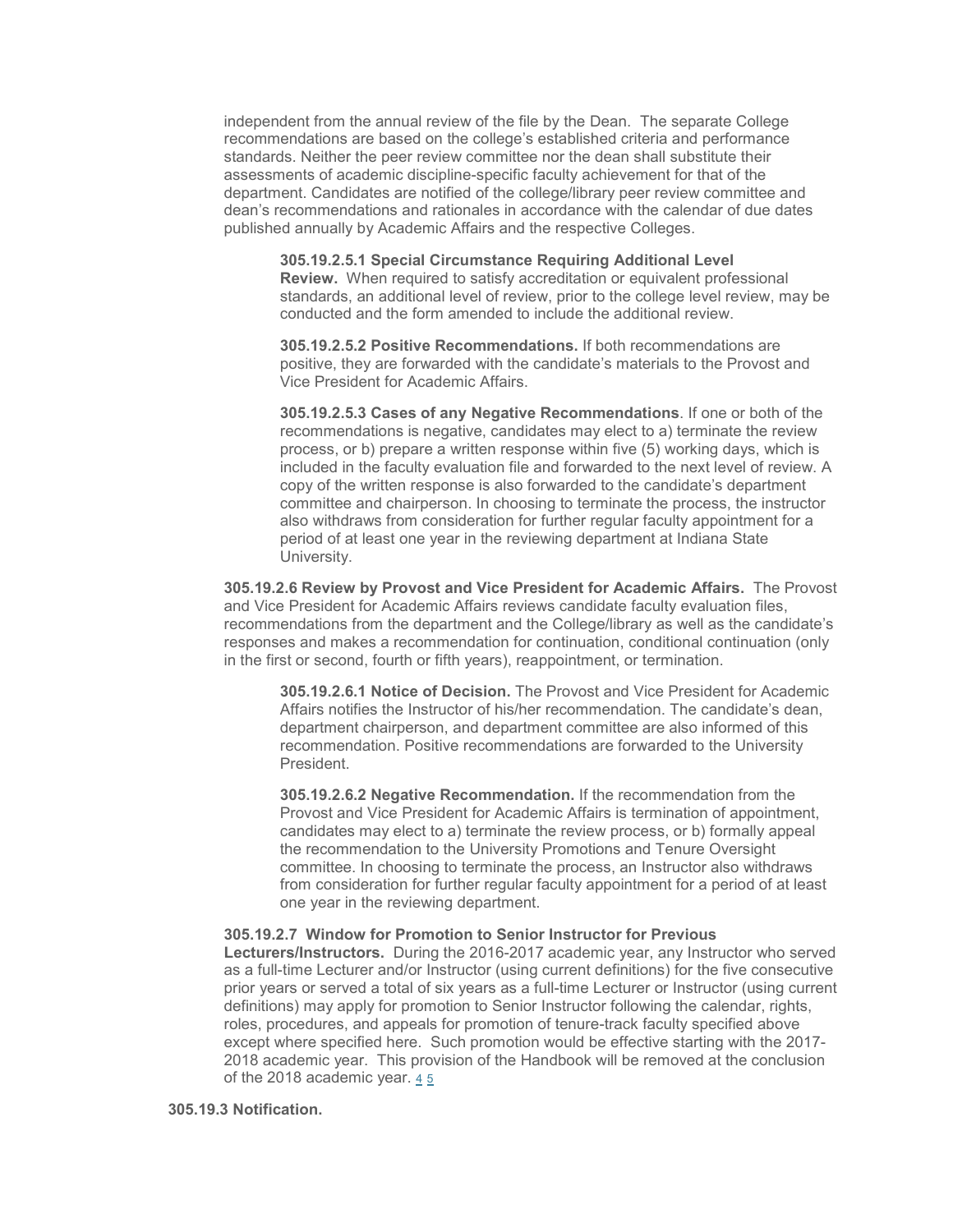independent from the annual review of the file by the Dean. The separate College recommendations are based on the college's established criteria and performance standards. Neither the peer review committee nor the dean shall substitute their assessments of academic discipline-specific faculty achievement for that of the department. Candidates are notified of the college/library peer review committee and dean's recommendations and rationales in accordance with the calendar of due dates published annually by Academic Affairs and the respective Colleges.

**305.19.2.5.1 Special Circumstance Requiring Additional Level Review.** When required to satisfy accreditation or equivalent professional standards, an additional level of review, prior to the college level review, may be conducted and the form amended to include the additional review.

**305.19.2.5.2 Positive Recommendations.** If both recommendations are positive, they are forwarded with the candidate's materials to the Provost and Vice President for Academic Affairs.

**305.19.2.5.3 Cases of any Negative Recommendations**. If one or both of the recommendations is negative, candidates may elect to a) terminate the review process, or b) prepare a written response within five (5) working days, which is included in the faculty evaluation file and forwarded to the next level of review. A copy of the written response is also forwarded to the candidate's department committee and chairperson. In choosing to terminate the process, the instructor also withdraws from consideration for further regular faculty appointment for a period of at least one year in the reviewing department at Indiana State University.

**305.19.2.6 Review by Provost and Vice President for Academic Affairs.** The Provost and Vice President for Academic Affairs reviews candidate faculty evaluation files, recommendations from the department and the College/library as well as the candidate's responses and makes a recommendation for continuation, conditional continuation (only in the first or second, fourth or fifth years), reappointment, or termination.

**305.19.2.6.1 Notice of Decision.** The Provost and Vice President for Academic Affairs notifies the Instructor of his/her recommendation. The candidate's dean, department chairperson, and department committee are also informed of this recommendation. Positive recommendations are forwarded to the University President.

**305.19.2.6.2 Negative Recommendation.** If the recommendation from the Provost and Vice President for Academic Affairs is termination of appointment, candidates may elect to a) terminate the review process, or b) formally appeal the recommendation to the University Promotions and Tenure Oversight committee. In choosing to terminate the process, an Instructor also withdraws from consideration for further regular faculty appointment for a period of at least one year in the reviewing department.

**305.19.2.7 Window for Promotion to Senior Instructor for Previous Lecturers/Instructors.** During the 2016-2017 academic year, any Instructor who served as a full-time Lecturer and/or Instructor (using current definitions) for the five consecutive prior years or served a total of six years as a full-time Lecturer or Instructor (using current definitions) may apply for promotion to Senior Instructor following the calendar, rights, roles, procedures, and appeals for promotion of tenure-track faculty specified above except where specified here. Such promotion would be effective starting with the 2017-2018 academic year. This provision of the Handbook will be removed at the conclusion of the 2018 academic year. [4] [5]

**305.19.3 Notification.**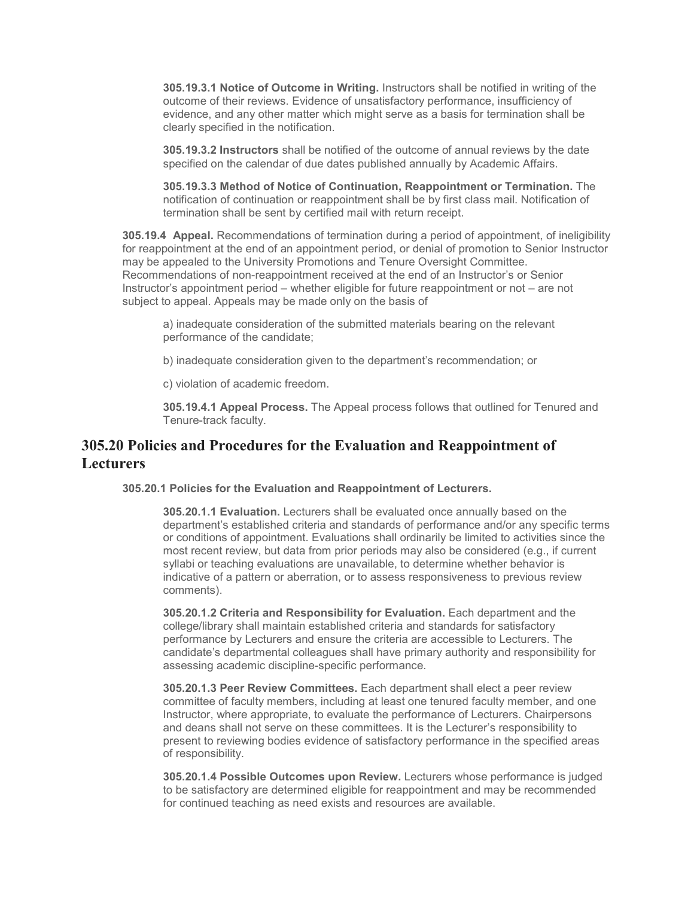**305.19.3.1 Notice of Outcome in Writing.** Instructors shall be notified in writing of the outcome of their reviews. Evidence of unsatisfactory performance, insufficiency of evidence, and any other matter which might serve as a basis for termination shall be clearly specified in the notification.

**305.19.3.2 Instructors** shall be notified of the outcome of annual reviews by the date specified on the calendar of due dates published annually by Academic Affairs.

**305.19.3.3 Method of Notice of Continuation, Reappointment or Termination.** The notification of continuation or reappointment shall be by first class mail. Notification of termination shall be sent by certified mail with return receipt.

**305.19.4 Appeal.** Recommendations of termination during a period of appointment, of ineligibility for reappointment at the end of an appointment period, or denial of promotion to Senior Instructor may be appealed to the University Promotions and Tenure Oversight Committee. Recommendations of non-reappointment received at the end of an Instructor's or Senior Instructor's appointment period – whether eligible for future reappointment or not – are not subject to appeal. Appeals may be made only on the basis of

a) inadequate consideration of the submitted materials bearing on the relevant performance of the candidate;

b) inadequate consideration given to the department's recommendation; or

c) violation of academic freedom.

**305.19.4.1 Appeal Process.** The Appeal process follows that outlined for Tenured and Tenure-track faculty.

## 305.20 Policies and Procedures for the Evaluation and Reappointment of Lecturers

**305.20.1 Policies for the Evaluation and Reappointment of Lecturers.**

**305.20.1.1 Evaluation.** Lecturers shall be evaluated once annually based on the department's established criteria and standards of performance and/or any specific terms or conditions of appointment. Evaluations shall ordinarily be limited to activities since the most recent review, but data from prior periods may also be considered (e.g., if current syllabi or teaching evaluations are unavailable, to determine whether behavior is indicative of a pattern or aberration, or to assess responsiveness to previous review comments).

**305.20.1.2 Criteria and Responsibility for Evaluation.** Each department and the college/library shall maintain established criteria and standards for satisfactory performance by Lecturers and ensure the criteria are accessible to Lecturers. The candidate's departmental colleagues shall have primary authority and responsibility for assessing academic discipline-specific performance.

**305.20.1.3 Peer Review Committees.** Each department shall elect a peer review committee of faculty members, including at least one tenured faculty member, and one Instructor, where appropriate, to evaluate the performance of Lecturers. Chairpersons and deans shall not serve on these committees. It is the Lecturer's responsibility to present to reviewing bodies evidence of satisfactory performance in the specified areas of responsibility.

**305.20.1.4 Possible Outcomes upon Review.** Lecturers whose performance is judged to be satisfactory are determined eligible for reappointment and may be recommended for continued teaching as need exists and resources are available.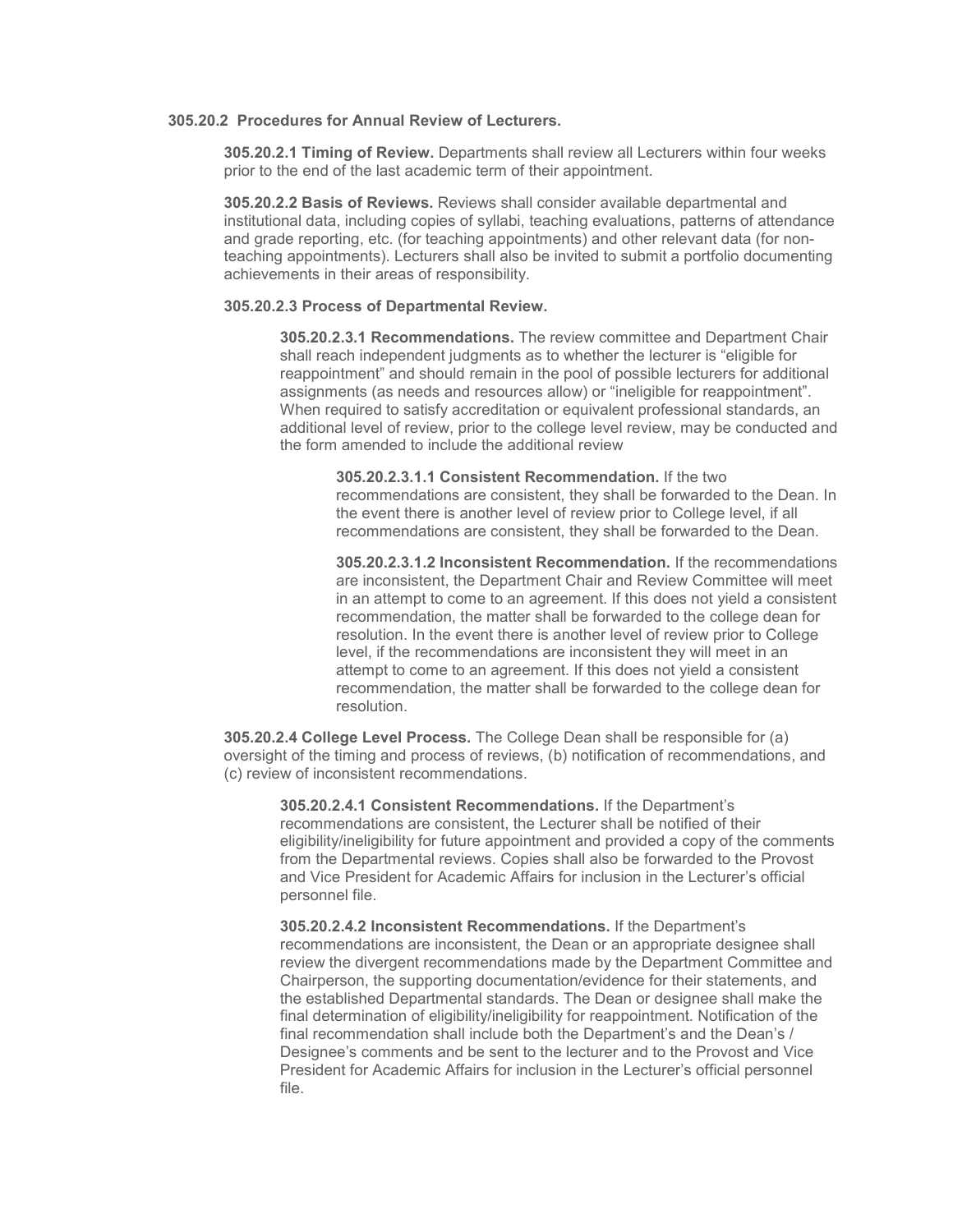**305.20.2 Procedures for Annual Review of Lecturers.**

**305.20.2.1 Timing of Review.** Departments shall review all Lecturers within four weeks prior to the end of the last academic term of their appointment.

**305.20.2.2 Basis of Reviews.** Reviews shall consider available departmental and institutional data, including copies of syllabi, teaching evaluations, patterns of attendance and grade reporting, etc. (for teaching appointments) and other relevant data (for non-teaching appointments). Lecturers shall also be invited to submit a portfolio documenting achievements in their areas of responsibility.

**305.20.2.3 Process of Departmental Review.**

**305.20.2.3.1 Recommendations.** The review committee and Department Chair shall reach independent judgments as to whether the lecturer is "eligible for reappointment" and should remain in the pool of possible lecturers for additional assignments (as needs and resources allow) or "ineligible for reappointment". When required to satisfy accreditation or equivalent professional standards, an additional level of review, prior to the college level review, may be conducted and the form amended to include the additional review

**305.20.2.3.1.1 Consistent Recommendation.** If the two recommendations are consistent, they shall be forwarded to the Dean. In the event there is another level of review prior to College level, if all recommendations are consistent, they shall be forwarded to the Dean.

**305.20.2.3.1.2 Inconsistent Recommendation.** If the recommendations are inconsistent, the Department Chair and Review Committee will meet in an attempt to come to an agreement. If this does not yield a consistent recommendation, the matter shall be forwarded to the college dean for resolution. In the event there is another level of review prior to College level, if the recommendations are inconsistent they will meet in an attempt to come to an agreement. If this does not yield a consistent recommendation, the matter shall be forwarded to the college dean for resolution.

**305.20.2.4 College Level Process.** The College Dean shall be responsible for (a) oversight of the timing and process of reviews, (b) notification of recommendations, and (c) review of inconsistent recommendations.

**305.20.2.4.1 Consistent Recommendations.** If the Department's recommendations are consistent, the Lecturer shall be notified of their eligibility/ineligibility for future appointment and provided a copy of the comments from the Departmental reviews. Copies shall also be forwarded to the Provost and Vice President for Academic Affairs for inclusion in the Lecturer's official personnel file.

**305.20.2.4.2 Inconsistent Recommendations.** If the Department's recommendations are inconsistent, the Dean or an appropriate designee shall review the divergent recommendations made by the Department Committee and Chairperson, the supporting documentation/evidence for their statements, and the established Departmental standards. The Dean or designee shall make the final determination of eligibility/ineligibility for reappointment. Notification of the final recommendation shall include both the Department's and the Dean's / Designee's comments and be sent to the lecturer and to the Provost and Vice President for Academic Affairs for inclusion in the Lecturer's official personnel file.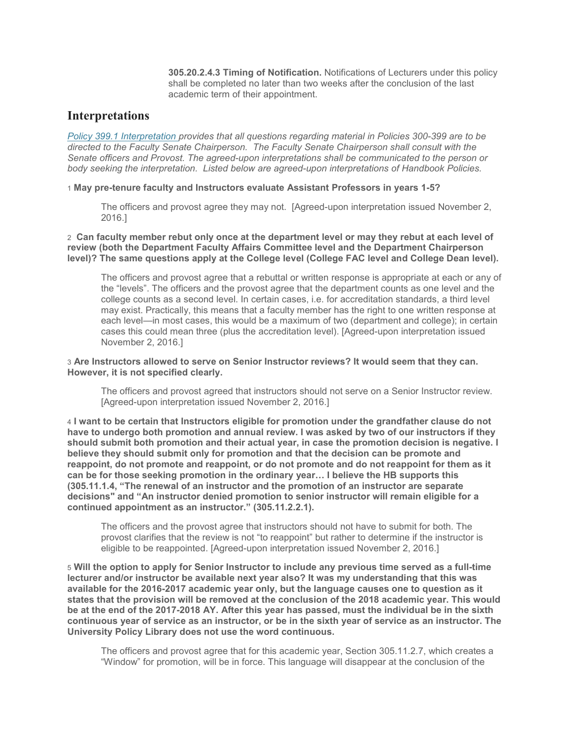**305.20.2.4.3 Timing of Notification.** Notifications of Lecturers under this policy shall be completed no later than two weeks after the conclusion of the last academic term of their appointment.

## Interpretations

*Policy 399.1 Interpretation provides that all questions regarding material in Policies 300-399 are to be directed to the Faculty Senate Chairperson. The Faculty Senate Chairperson shall consult with the Senate officers and Provost. The agreed-upon interpretations shall be communicated to the person or body seeking the interpretation. Listed below are agreed-upon interpretations of Handbook Policies.*

1 **May pre-tenure faculty and Instructors evaluate Assistant Professors in years 1-5?**

> The officers and provost agree they may not. [Agreed-upon interpretation issued November 2, 2016.]

2 **Can faculty member rebut only once at the department level or may they rebut at each level of review (both the Department Faculty Affairs Committee level and the Department Chairperson level)? The same questions apply at the College level (College FAC level and College Dean level).**

> The officers and provost agree that a rebuttal or written response is appropriate at each or any of the "levels". The officers and the provost agree that the department counts as one level and the college counts as a second level. In certain cases, i.e. for accreditation standards, a third level may exist. Practically, this means that a faculty member has the right to one written response at each level—in most cases, this would be a maximum of two (department and college); in certain cases this could mean three (plus the accreditation level). [Agreed-upon interpretation issued November 2, 2016.]

3 **Are Instructors allowed to serve on Senior Instructor reviews? It would seem that they can. However, it is not specified clearly.**

> The officers and provost agreed that instructors should not serve on a Senior Instructor review. [Agreed-upon interpretation issued November 2, 2016.]

4 **I want to be certain that Instructors eligible for promotion under the grandfather clause do not have to undergo both promotion and annual review. I was asked by two of our instructors if they should submit both promotion and their actual year, in case the promotion decision is negative. I believe they should submit only for promotion and that the decision can be promote and reappoint, do not promote and reappoint, or do not promote and do not reappoint for them as it can be for those seeking promotion in the ordinary year… I believe the HB supports this (305.11.1.4, "The renewal of an instructor and the promotion of an instructor are separate decisions" and "An instructor denied promotion to senior instructor will remain eligible for a continued appointment as an instructor." (305.11.2.2.1).**

> The officers and the provost agree that instructors should not have to submit for both. The provost clarifies that the review is not "to reappoint" but rather to determine if the instructor is eligible to be reappointed. [Agreed-upon interpretation issued November 2, 2016.]

5 **Will the option to apply for Senior Instructor to include any previous time served as a full-time lecturer and/or instructor be available next year also? It was my understanding that this was available for the 2016-2017 academic year only, but the language causes one to question as it states that the provision will be removed at the conclusion of the 2018 academic year. This would be at the end of the 2017-2018 AY. After this year has passed, must the individual be in the sixth continuous year of service as an instructor, or be in the sixth year of service as an instructor. The University Policy Library does not use the word continuous.**

> The officers and provost agree that for this academic year, Section 305.11.2.7, which creates a "Window" for promotion, will be in force. This language will disappear at the conclusion of the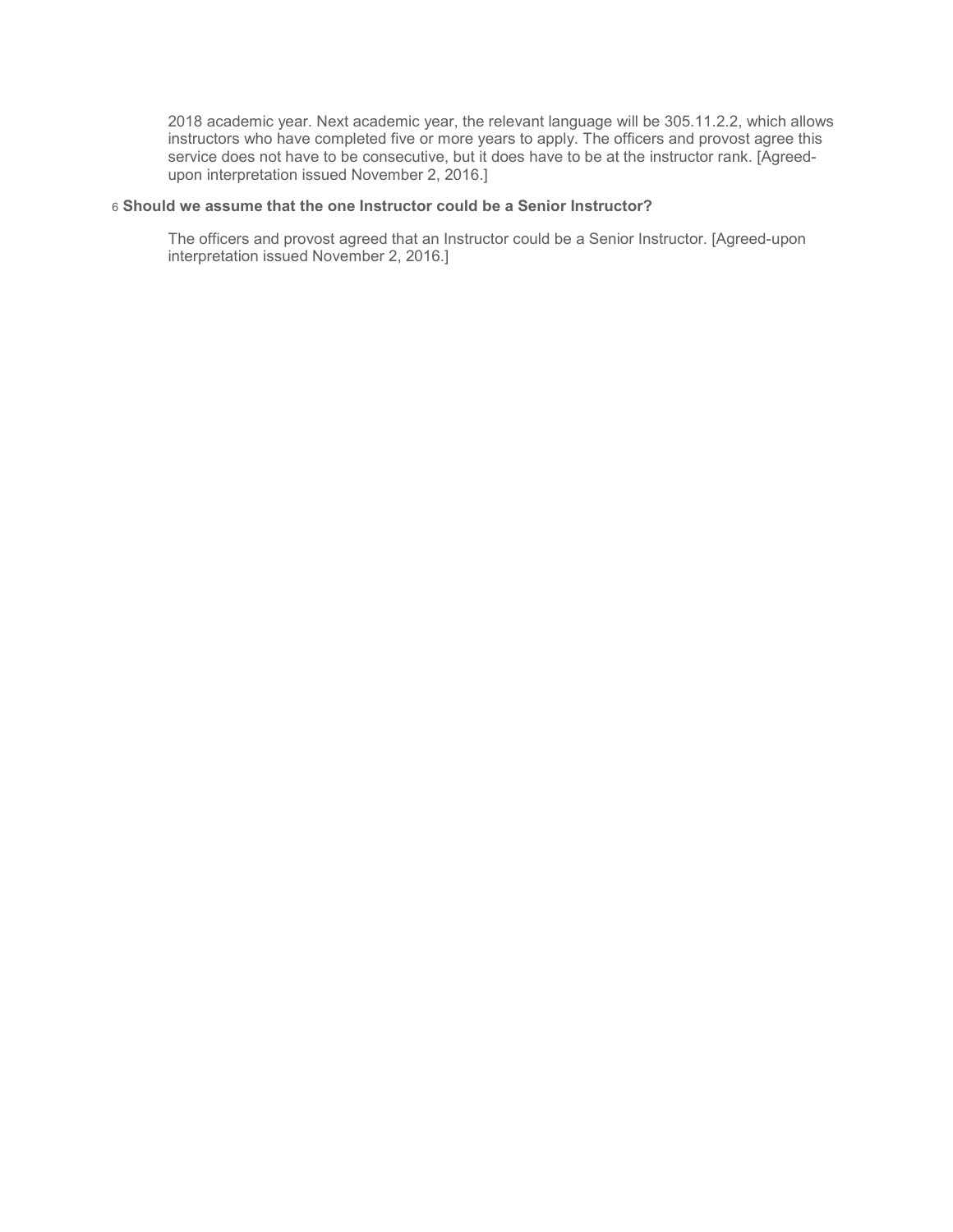2018 academic year. Next academic year, the relevant language will be 305.11.2.2, which allows instructors who have completed five or more years to apply. The officers and provost agree this service does not have to be consecutive, but it does have to be at the instructor rank. [Agreed-upon interpretation issued November 2, 2016.]

6 **Should we assume that the one Instructor could be a Senior Instructor?**

The officers and provost agreed that an Instructor could be a Senior Instructor. [Agreed-upon interpretation issued November 2, 2016.]